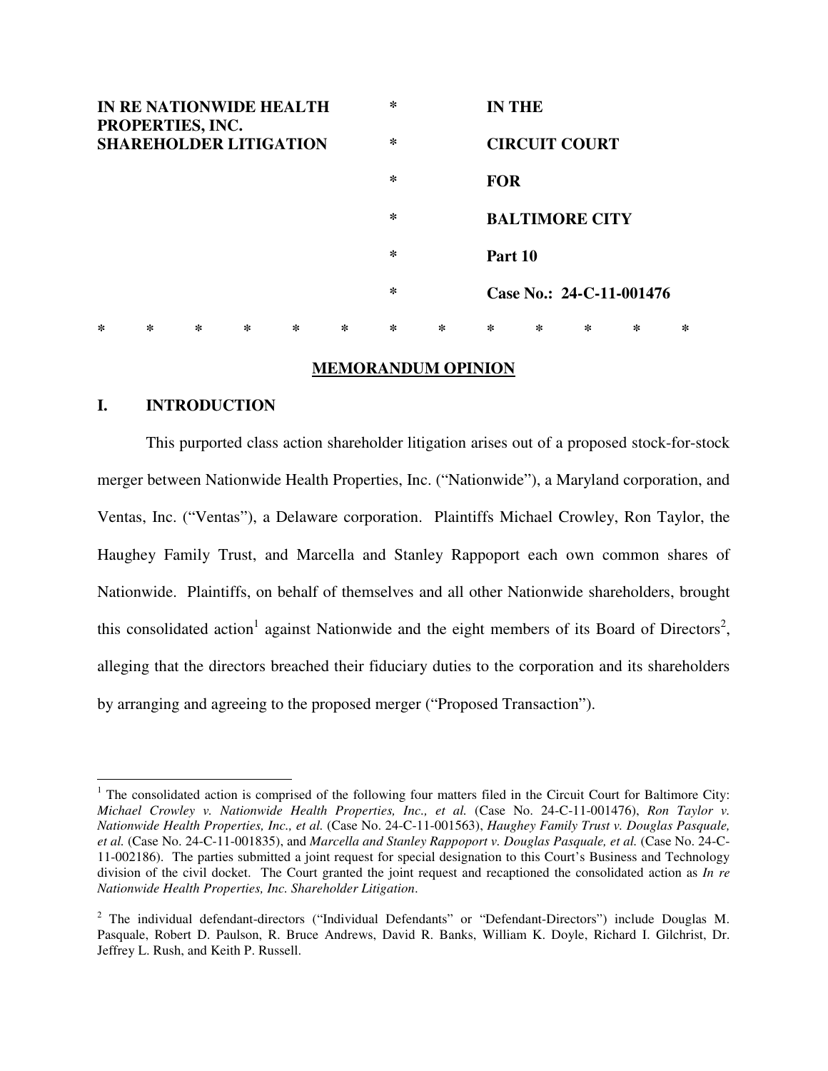| | | |
|---|---|---|
| **IN RE NATIONWIDE HEALTH PROPERTIES, INC. SHAREHOLDER LITIGATION** | * | **IN THE** |
| | * | **CIRCUIT COURT** |
| | * | **FOR** |
| | * | **BALTIMORE CITY** |
| | * | **Part 10** |
| | * | **Case No.: 24-C-11-001476** |

\* \* \* \* \* \* \* \* \* \* \* \* \*

## MEMORANDUM OPINION

### I. INTRODUCTION

This purported class action shareholder litigation arises out of a proposed stock-for-stock merger between Nationwide Health Properties, Inc. ("Nationwide"), a Maryland corporation, and Ventas, Inc. ("Ventas"), a Delaware corporation. Plaintiffs Michael Crowley, Ron Taylor, the Haughey Family Trust, and Marcella and Stanley Rappoport each own common shares of Nationwide. Plaintiffs, on behalf of themselves and all other Nationwide shareholders, brought this consolidated action[1] against Nationwide and the eight members of its Board of Directors[2], alleging that the directors breached their fiduciary duties to the corporation and its shareholders by arranging and agreeing to the proposed merger ("Proposed Transaction").

---

[1] The consolidated action is comprised of the following four matters filed in the Circuit Court for Baltimore City: *Michael Crowley v. Nationwide Health Properties, Inc., et al.* (Case No. 24-C-11-001476), *Ron Taylor v. Nationwide Health Properties, Inc., et al.* (Case No. 24-C-11-001563), *Haughey Family Trust v. Douglas Pasquale, et al.* (Case No. 24-C-11-001835), and *Marcella and Stanley Rappoport v. Douglas Pasquale, et al.* (Case No. 24-C-11-002186). The parties submitted a joint request for special designation to this Court's Business and Technology division of the civil docket. The Court granted the joint request and recaptioned the consolidated action as *In re Nationwide Health Properties, Inc. Shareholder Litigation*.

[2] The individual defendant-directors ("Individual Defendants" or "Defendant-Directors") include Douglas M. Pasquale, Robert D. Paulson, R. Bruce Andrews, David R. Banks, William K. Doyle, Richard I. Gilchrist, Dr. Jeffrey L. Rush, and Keith P. Russell.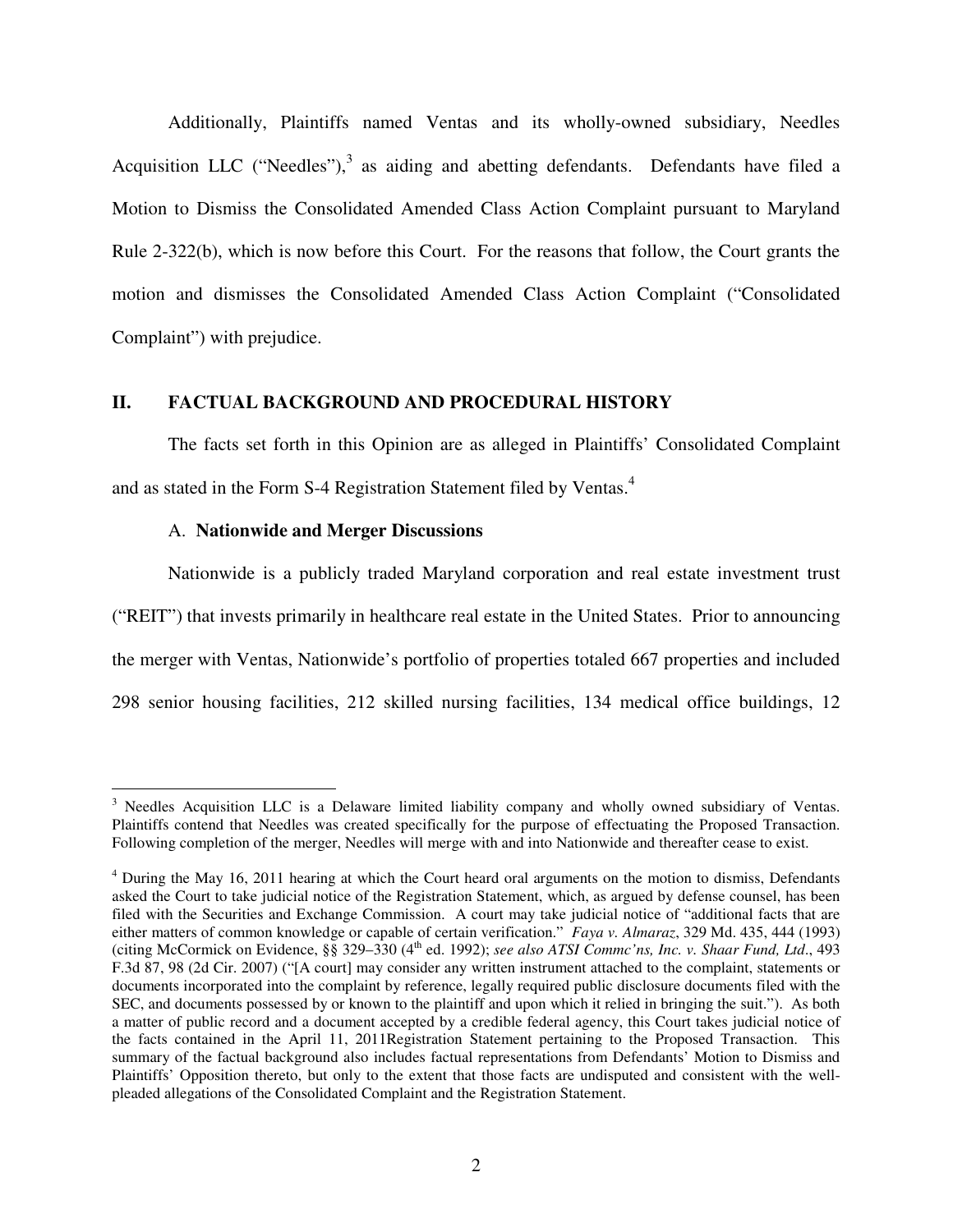Additionally, Plaintiffs named Ventas and its wholly-owned subsidiary, Needles Acquisition LLC ("Needles"),[3] as aiding and abetting defendants. Defendants have filed a Motion to Dismiss the Consolidated Amended Class Action Complaint pursuant to Maryland Rule 2-322(b), which is now before this Court. For the reasons that follow, the Court grants the motion and dismisses the Consolidated Amended Class Action Complaint ("Consolidated Complaint") with prejudice.

## II. FACTUAL BACKGROUND AND PROCEDURAL HISTORY

The facts set forth in this Opinion are as alleged in Plaintiffs' Consolidated Complaint and as stated in the Form S-4 Registration Statement filed by Ventas.[4]

### A. Nationwide and Merger Discussions

Nationwide is a publicly traded Maryland corporation and real estate investment trust ("REIT") that invests primarily in healthcare real estate in the United States. Prior to announcing the merger with Ventas, Nationwide's portfolio of properties totaled 667 properties and included 298 senior housing facilities, 212 skilled nursing facilities, 134 medical office buildings, 12

---

[3] Needles Acquisition LLC is a Delaware limited liability company and wholly owned subsidiary of Ventas. Plaintiffs contend that Needles was created specifically for the purpose of effectuating the Proposed Transaction. Following completion of the merger, Needles will merge with and into Nationwide and thereafter cease to exist.

[4] During the May 16, 2011 hearing at which the Court heard oral arguments on the motion to dismiss, Defendants asked the Court to take judicial notice of the Registration Statement, which, as argued by defense counsel, has been filed with the Securities and Exchange Commission. A court may take judicial notice of "additional facts that are either matters of common knowledge or capable of certain verification." *Faya v. Almaraz*, 329 Md. 435, 444 (1993) (citing McCormick on Evidence, §§ 329–330 (4th ed. 1992); *see also ATSI Commc'ns, Inc. v. Shaar Fund, Ltd*., 493 F.3d 87, 98 (2d Cir. 2007) ("[A court] may consider any written instrument attached to the complaint, statements or documents incorporated into the complaint by reference, legally required public disclosure documents filed with the SEC, and documents possessed by or known to the plaintiff and upon which it relied in bringing the suit."). As both a matter of public record and a document accepted by a credible federal agency, this Court takes judicial notice of the facts contained in the April 11, 2011Registration Statement pertaining to the Proposed Transaction. This summary of the factual background also includes factual representations from Defendants' Motion to Dismiss and Plaintiffs' Opposition thereto, but only to the extent that those facts are undisputed and consistent with the well-pleaded allegations of the Consolidated Complaint and the Registration Statement.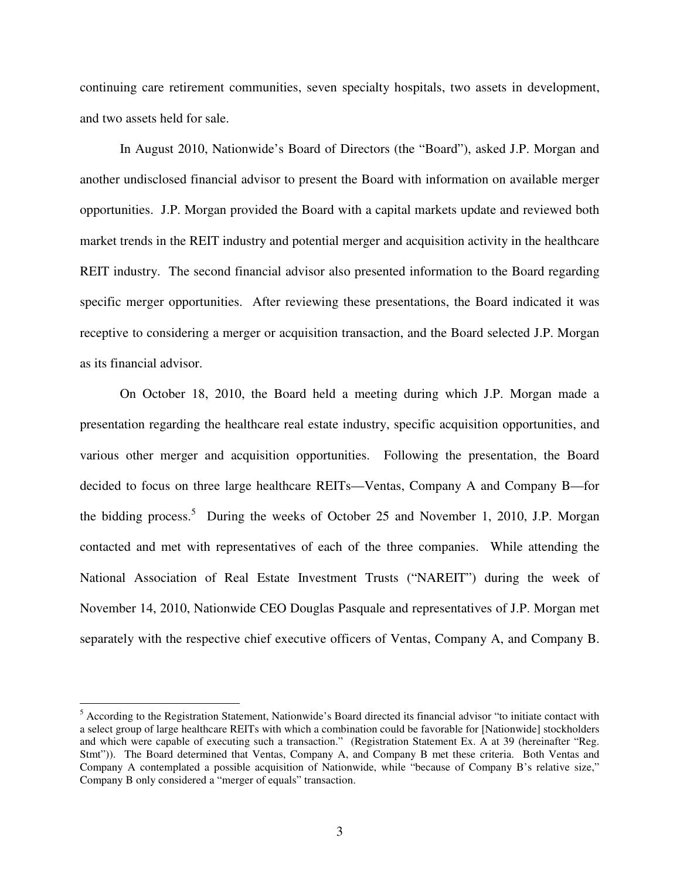continuing care retirement communities, seven specialty hospitals, two assets in development, and two assets held for sale.

In August 2010, Nationwide's Board of Directors (the "Board"), asked J.P. Morgan and another undisclosed financial advisor to present the Board with information on available merger opportunities. J.P. Morgan provided the Board with a capital markets update and reviewed both market trends in the REIT industry and potential merger and acquisition activity in the healthcare REIT industry. The second financial advisor also presented information to the Board regarding specific merger opportunities. After reviewing these presentations, the Board indicated it was receptive to considering a merger or acquisition transaction, and the Board selected J.P. Morgan as its financial advisor.

On October 18, 2010, the Board held a meeting during which J.P. Morgan made a presentation regarding the healthcare real estate industry, specific acquisition opportunities, and various other merger and acquisition opportunities. Following the presentation, the Board decided to focus on three large healthcare REITs—Ventas, Company A and Company B—for the bidding process.[5] During the weeks of October 25 and November 1, 2010, J.P. Morgan contacted and met with representatives of each of the three companies. While attending the National Association of Real Estate Investment Trusts ("NAREIT") during the week of November 14, 2010, Nationwide CEO Douglas Pasquale and representatives of J.P. Morgan met separately with the respective chief executive officers of Ventas, Company A, and Company B.

[5] According to the Registration Statement, Nationwide's Board directed its financial advisor "to initiate contact with a select group of large healthcare REITs with which a combination could be favorable for [Nationwide] stockholders and which were capable of executing such a transaction." (Registration Statement Ex. A at 39 (hereinafter "Reg. Stmt")). The Board determined that Ventas, Company A, and Company B met these criteria. Both Ventas and Company A contemplated a possible acquisition of Nationwide, while "because of Company B's relative size," Company B only considered a "merger of equals" transaction.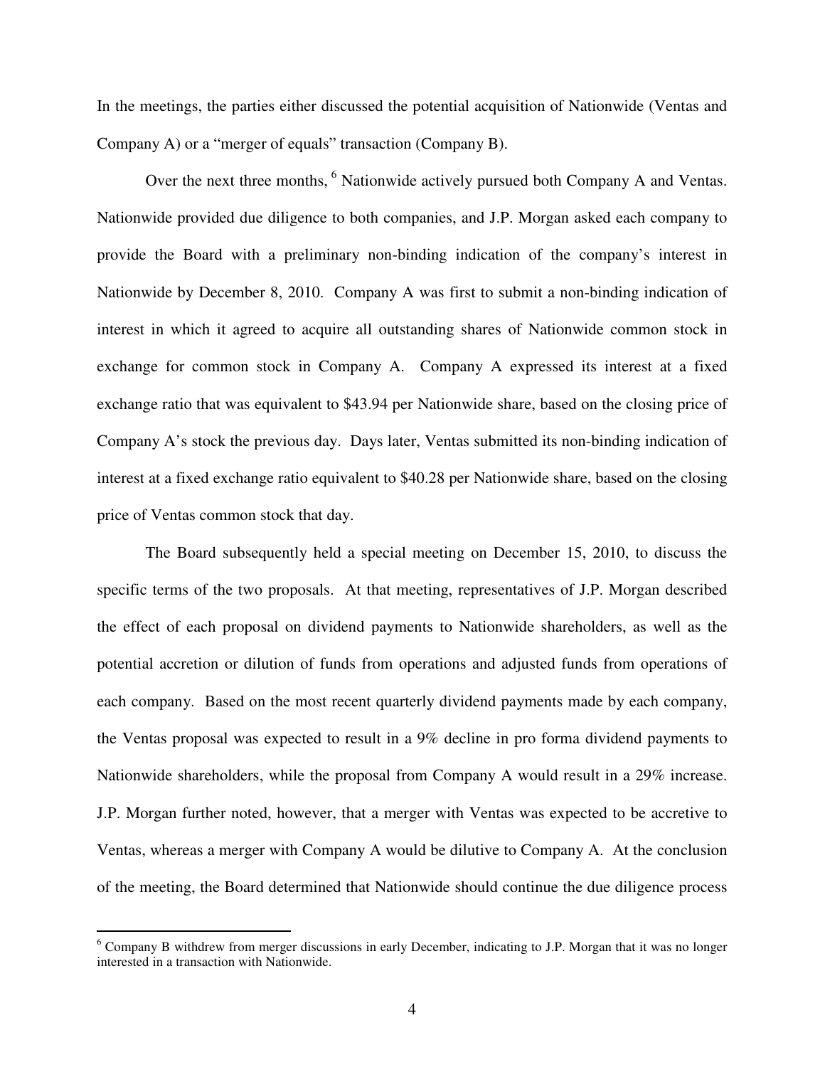In the meetings, the parties either discussed the potential acquisition of Nationwide (Ventas and Company A) or a "merger of equals" transaction (Company B).

Over the next three months,[6] Nationwide actively pursued both Company A and Ventas. Nationwide provided due diligence to both companies, and J.P. Morgan asked each company to provide the Board with a preliminary non-binding indication of the company's interest in Nationwide by December 8, 2010. Company A was first to submit a non-binding indication of interest in which it agreed to acquire all outstanding shares of Nationwide common stock in exchange for common stock in Company A. Company A expressed its interest at a fixed exchange ratio that was equivalent to $43.94 per Nationwide share, based on the closing price of Company A's stock the previous day. Days later, Ventas submitted its non-binding indication of interest at a fixed exchange ratio equivalent to $40.28 per Nationwide share, based on the closing price of Ventas common stock that day.

The Board subsequently held a special meeting on December 15, 2010, to discuss the specific terms of the two proposals. At that meeting, representatives of J.P. Morgan described the effect of each proposal on dividend payments to Nationwide shareholders, as well as the potential accretion or dilution of funds from operations and adjusted funds from operations of each company. Based on the most recent quarterly dividend payments made by each company, the Ventas proposal was expected to result in a 9% decline in pro forma dividend payments to Nationwide shareholders, while the proposal from Company A would result in a 29% increase. J.P. Morgan further noted, however, that a merger with Ventas was expected to be accretive to Ventas, whereas a merger with Company A would be dilutive to Company A. At the conclusion of the meeting, the Board determined that Nationwide should continue the due diligence process

---

[6] Company B withdrew from merger discussions in early December, indicating to J.P. Morgan that it was no longer interested in a transaction with Nationwide.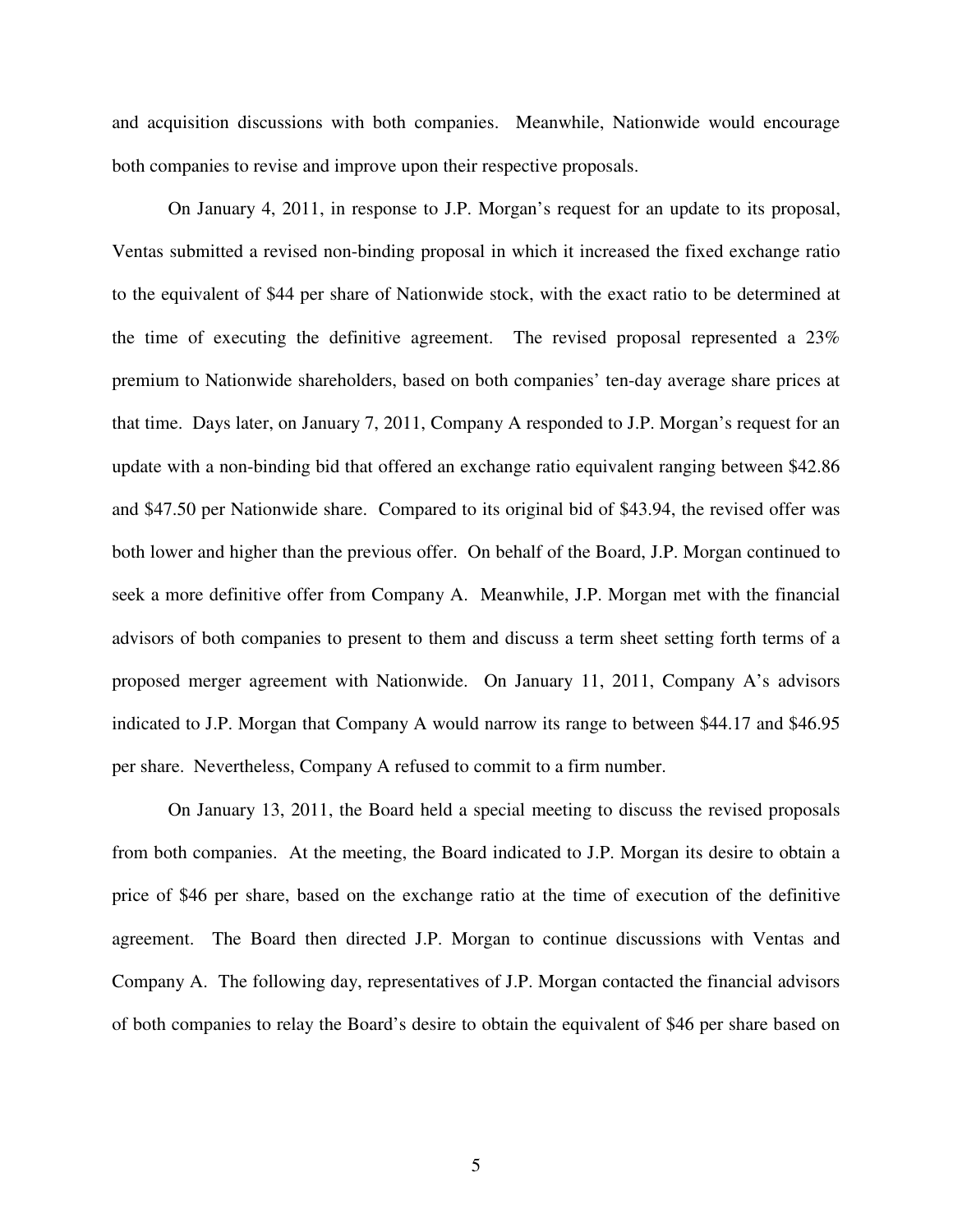and acquisition discussions with both companies. Meanwhile, Nationwide would encourage both companies to revise and improve upon their respective proposals.

On January 4, 2011, in response to J.P. Morgan's request for an update to its proposal, Ventas submitted a revised non-binding proposal in which it increased the fixed exchange ratio to the equivalent of $44 per share of Nationwide stock, with the exact ratio to be determined at the time of executing the definitive agreement. The revised proposal represented a 23% premium to Nationwide shareholders, based on both companies' ten-day average share prices at that time. Days later, on January 7, 2011, Company A responded to J.P. Morgan's request for an update with a non-binding bid that offered an exchange ratio equivalent ranging between $42.86 and $47.50 per Nationwide share. Compared to its original bid of $43.94, the revised offer was both lower and higher than the previous offer. On behalf of the Board, J.P. Morgan continued to seek a more definitive offer from Company A. Meanwhile, J.P. Morgan met with the financial advisors of both companies to present to them and discuss a term sheet setting forth terms of a proposed merger agreement with Nationwide. On January 11, 2011, Company A's advisors indicated to J.P. Morgan that Company A would narrow its range to between $44.17 and $46.95 per share. Nevertheless, Company A refused to commit to a firm number.

On January 13, 2011, the Board held a special meeting to discuss the revised proposals from both companies. At the meeting, the Board indicated to J.P. Morgan its desire to obtain a price of $46 per share, based on the exchange ratio at the time of execution of the definitive agreement. The Board then directed J.P. Morgan to continue discussions with Ventas and Company A. The following day, representatives of J.P. Morgan contacted the financial advisors of both companies to relay the Board's desire to obtain the equivalent of $46 per share based on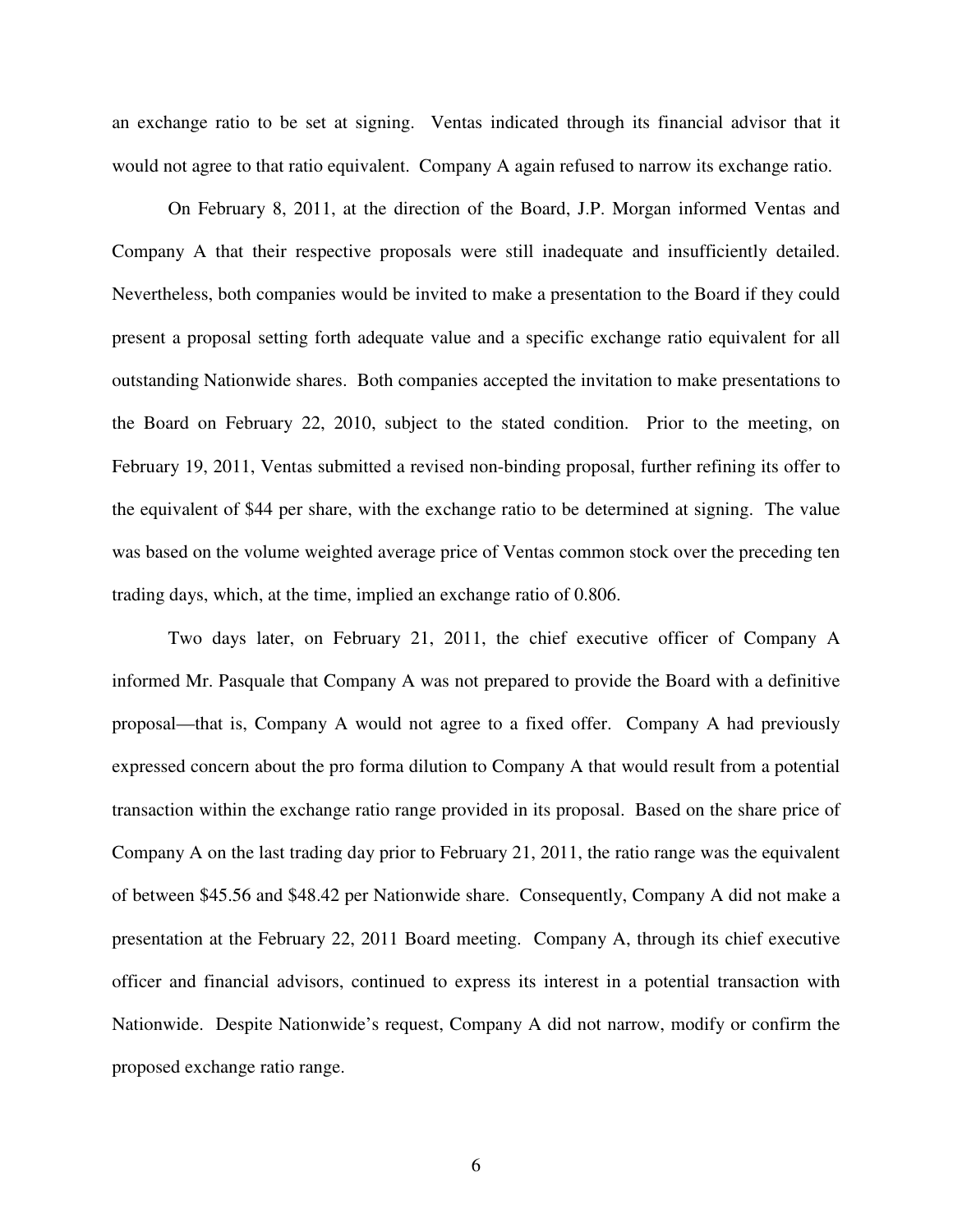an exchange ratio to be set at signing. Ventas indicated through its financial advisor that it would not agree to that ratio equivalent. Company A again refused to narrow its exchange ratio.

On February 8, 2011, at the direction of the Board, J.P. Morgan informed Ventas and Company A that their respective proposals were still inadequate and insufficiently detailed. Nevertheless, both companies would be invited to make a presentation to the Board if they could present a proposal setting forth adequate value and a specific exchange ratio equivalent for all outstanding Nationwide shares. Both companies accepted the invitation to make presentations to the Board on February 22, 2010, subject to the stated condition. Prior to the meeting, on February 19, 2011, Ventas submitted a revised non-binding proposal, further refining its offer to the equivalent of $44 per share, with the exchange ratio to be determined at signing. The value was based on the volume weighted average price of Ventas common stock over the preceding ten trading days, which, at the time, implied an exchange ratio of 0.806.

Two days later, on February 21, 2011, the chief executive officer of Company A informed Mr. Pasquale that Company A was not prepared to provide the Board with a definitive proposal—that is, Company A would not agree to a fixed offer. Company A had previously expressed concern about the pro forma dilution to Company A that would result from a potential transaction within the exchange ratio range provided in its proposal. Based on the share price of Company A on the last trading day prior to February 21, 2011, the ratio range was the equivalent of between $45.56 and $48.42 per Nationwide share. Consequently, Company A did not make a presentation at the February 22, 2011 Board meeting. Company A, through its chief executive officer and financial advisors, continued to express its interest in a potential transaction with Nationwide. Despite Nationwide's request, Company A did not narrow, modify or confirm the proposed exchange ratio range.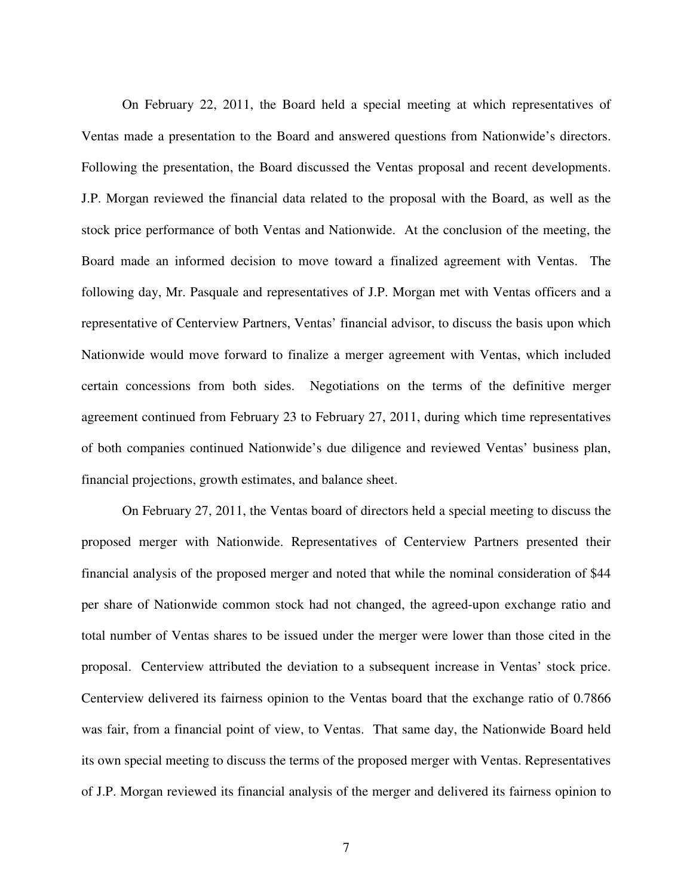On February 22, 2011, the Board held a special meeting at which representatives of Ventas made a presentation to the Board and answered questions from Nationwide's directors. Following the presentation, the Board discussed the Ventas proposal and recent developments. J.P. Morgan reviewed the financial data related to the proposal with the Board, as well as the stock price performance of both Ventas and Nationwide. At the conclusion of the meeting, the Board made an informed decision to move toward a finalized agreement with Ventas. The following day, Mr. Pasquale and representatives of J.P. Morgan met with Ventas officers and a representative of Centerview Partners, Ventas' financial advisor, to discuss the basis upon which Nationwide would move forward to finalize a merger agreement with Ventas, which included certain concessions from both sides. Negotiations on the terms of the definitive merger agreement continued from February 23 to February 27, 2011, during which time representatives of both companies continued Nationwide's due diligence and reviewed Ventas' business plan, financial projections, growth estimates, and balance sheet.

On February 27, 2011, the Ventas board of directors held a special meeting to discuss the proposed merger with Nationwide. Representatives of Centerview Partners presented their financial analysis of the proposed merger and noted that while the nominal consideration of $44 per share of Nationwide common stock had not changed, the agreed-upon exchange ratio and total number of Ventas shares to be issued under the merger were lower than those cited in the proposal. Centerview attributed the deviation to a subsequent increase in Ventas' stock price. Centerview delivered its fairness opinion to the Ventas board that the exchange ratio of 0.7866 was fair, from a financial point of view, to Ventas. That same day, the Nationwide Board held its own special meeting to discuss the terms of the proposed merger with Ventas. Representatives of J.P. Morgan reviewed its financial analysis of the merger and delivered its fairness opinion to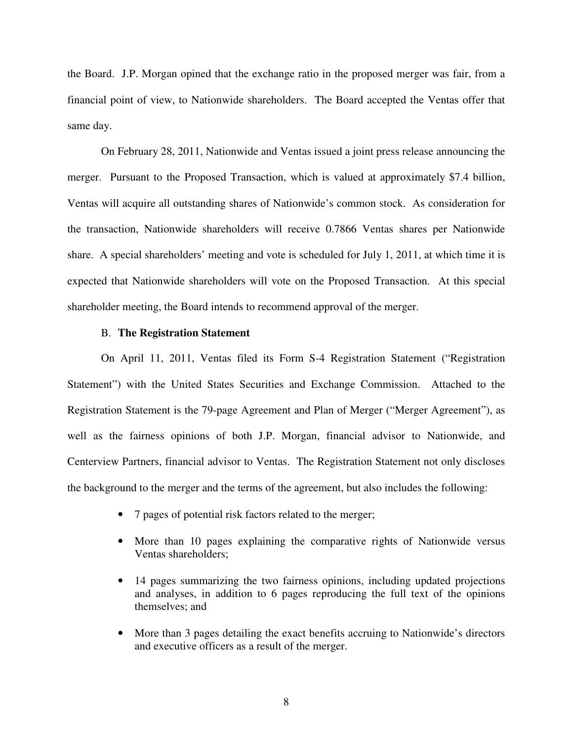the Board. J.P. Morgan opined that the exchange ratio in the proposed merger was fair, from a financial point of view, to Nationwide shareholders. The Board accepted the Ventas offer that same day.

On February 28, 2011, Nationwide and Ventas issued a joint press release announcing the merger. Pursuant to the Proposed Transaction, which is valued at approximately $7.4 billion, Ventas will acquire all outstanding shares of Nationwide's common stock. As consideration for the transaction, Nationwide shareholders will receive 0.7866 Ventas shares per Nationwide share. A special shareholders' meeting and vote is scheduled for July 1, 2011, at which time it is expected that Nationwide shareholders will vote on the Proposed Transaction. At this special shareholder meeting, the Board intends to recommend approval of the merger.

### B. **The Registration Statement**

On April 11, 2011, Ventas filed its Form S-4 Registration Statement ("Registration Statement") with the United States Securities and Exchange Commission. Attached to the Registration Statement is the 79-page Agreement and Plan of Merger ("Merger Agreement"), as well as the fairness opinions of both J.P. Morgan, financial advisor to Nationwide, and Centerview Partners, financial advisor to Ventas. The Registration Statement not only discloses the background to the merger and the terms of the agreement, but also includes the following:

- 7 pages of potential risk factors related to the merger;
- More than 10 pages explaining the comparative rights of Nationwide versus Ventas shareholders;
- 14 pages summarizing the two fairness opinions, including updated projections and analyses, in addition to 6 pages reproducing the full text of the opinions themselves; and
- More than 3 pages detailing the exact benefits accruing to Nationwide's directors and executive officers as a result of the merger.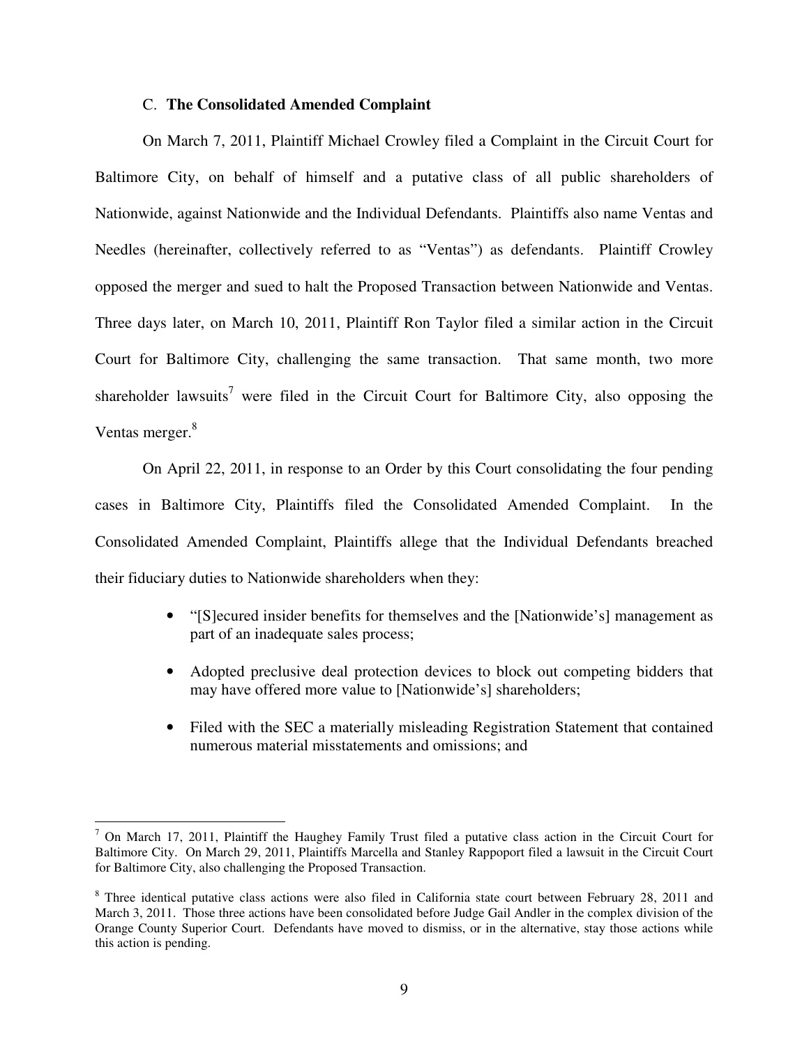### C. **The Consolidated Amended Complaint**

On March 7, 2011, Plaintiff Michael Crowley filed a Complaint in the Circuit Court for Baltimore City, on behalf of himself and a putative class of all public shareholders of Nationwide, against Nationwide and the Individual Defendants. Plaintiffs also name Ventas and Needles (hereinafter, collectively referred to as "Ventas") as defendants. Plaintiff Crowley opposed the merger and sued to halt the Proposed Transaction between Nationwide and Ventas. Three days later, on March 10, 2011, Plaintiff Ron Taylor filed a similar action in the Circuit Court for Baltimore City, challenging the same transaction. That same month, two more shareholder lawsuits[7] were filed in the Circuit Court for Baltimore City, also opposing the Ventas merger.[8]

On April 22, 2011, in response to an Order by this Court consolidating the four pending cases in Baltimore City, Plaintiffs filed the Consolidated Amended Complaint. In the Consolidated Amended Complaint, Plaintiffs allege that the Individual Defendants breached their fiduciary duties to Nationwide shareholders when they:

- "[S]ecured insider benefits for themselves and the [Nationwide's] management as part of an inadequate sales process;
- Adopted preclusive deal protection devices to block out competing bidders that may have offered more value to [Nationwide's] shareholders;
- Filed with the SEC a materially misleading Registration Statement that contained numerous material misstatements and omissions; and

---

[7] On March 17, 2011, Plaintiff the Haughey Family Trust filed a putative class action in the Circuit Court for Baltimore City. On March 29, 2011, Plaintiffs Marcella and Stanley Rappoport filed a lawsuit in the Circuit Court for Baltimore City, also challenging the Proposed Transaction.

[8] Three identical putative class actions were also filed in California state court between February 28, 2011 and March 3, 2011. Those three actions have been consolidated before Judge Gail Andler in the complex division of the Orange County Superior Court. Defendants have moved to dismiss, or in the alternative, stay those actions while this action is pending.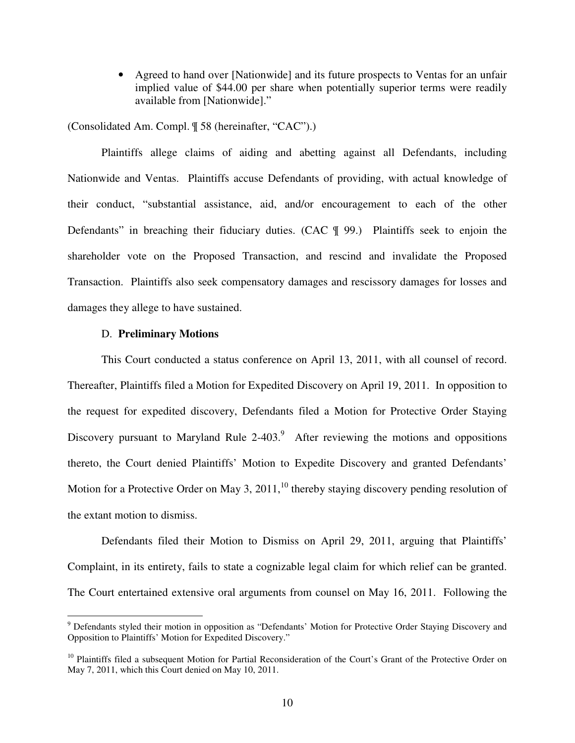- Agreed to hand over [Nationwide] and its future prospects to Ventas for an unfair implied value of $44.00 per share when potentially superior terms were readily available from [Nationwide]."

(Consolidated Am. Compl. ¶ 58 (hereinafter, "CAC").)

Plaintiffs allege claims of aiding and abetting against all Defendants, including Nationwide and Ventas. Plaintiffs accuse Defendants of providing, with actual knowledge of their conduct, "substantial assistance, aid, and/or encouragement to each of the other Defendants" in breaching their fiduciary duties. (CAC ¶ 99.) Plaintiffs seek to enjoin the shareholder vote on the Proposed Transaction, and rescind and invalidate the Proposed Transaction. Plaintiffs also seek compensatory damages and rescissory damages for losses and damages they allege to have sustained.

D. **Preliminary Motions**

This Court conducted a status conference on April 13, 2011, with all counsel of record. Thereafter, Plaintiffs filed a Motion for Expedited Discovery on April 19, 2011. In opposition to the request for expedited discovery, Defendants filed a Motion for Protective Order Staying Discovery pursuant to Maryland Rule 2-403.[9] After reviewing the motions and oppositions thereto, the Court denied Plaintiffs' Motion to Expedite Discovery and granted Defendants' Motion for a Protective Order on May 3, 2011,[10] thereby staying discovery pending resolution of the extant motion to dismiss.

Defendants filed their Motion to Dismiss on April 29, 2011, arguing that Plaintiffs' Complaint, in its entirety, fails to state a cognizable legal claim for which relief can be granted. The Court entertained extensive oral arguments from counsel on May 16, 2011. Following the

[9] Defendants styled their motion in opposition as "Defendants' Motion for Protective Order Staying Discovery and Opposition to Plaintiffs' Motion for Expedited Discovery."

[10] Plaintiffs filed a subsequent Motion for Partial Reconsideration of the Court's Grant of the Protective Order on May 7, 2011, which this Court denied on May 10, 2011.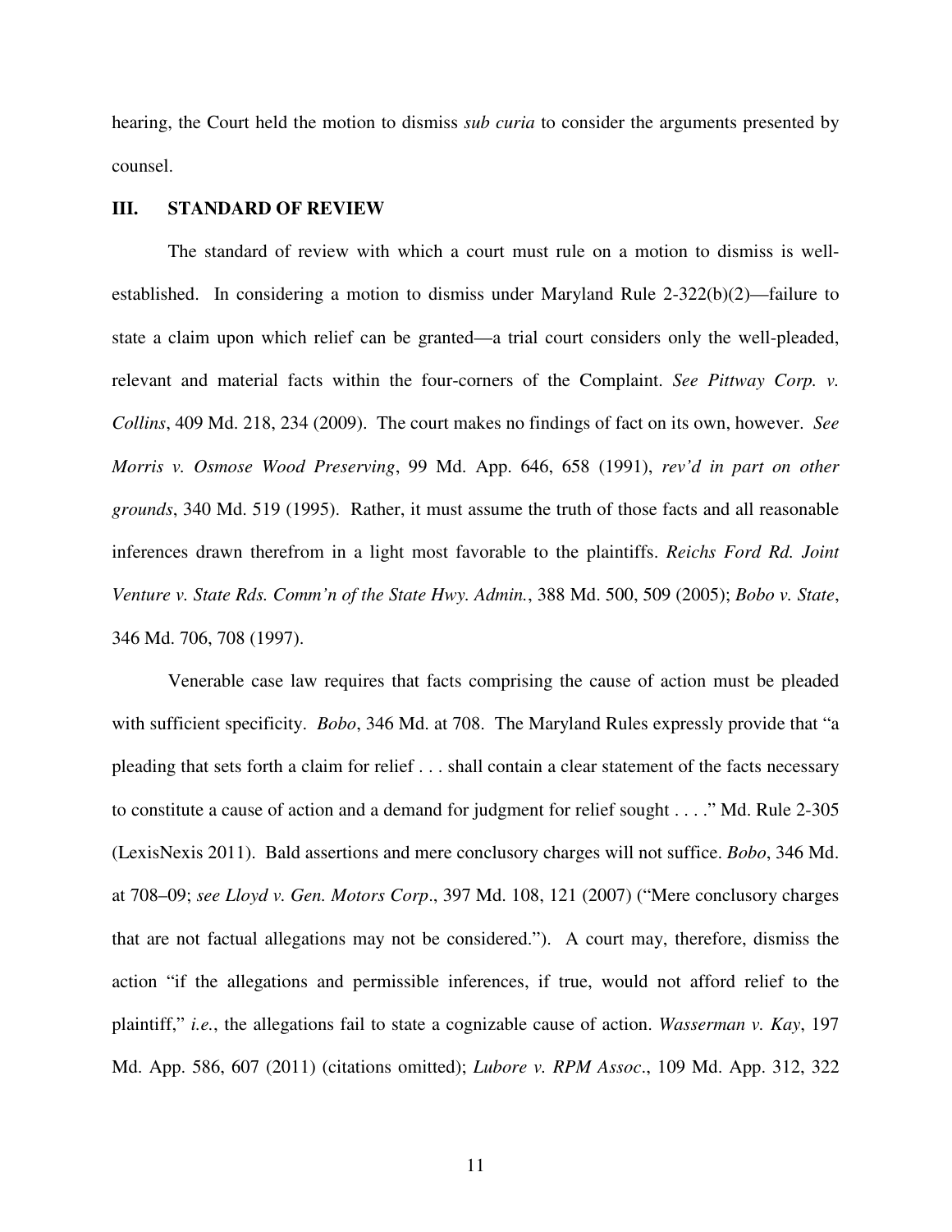hearing, the Court held the motion to dismiss *sub curia* to consider the arguments presented by counsel.

## III. STANDARD OF REVIEW

The standard of review with which a court must rule on a motion to dismiss is well-established. In considering a motion to dismiss under Maryland Rule 2-322(b)(2)—failure to state a claim upon which relief can be granted—a trial court considers only the well-pleaded, relevant and material facts within the four-corners of the Complaint. *See Pittway Corp. v. Collins*, 409 Md. 218, 234 (2009). The court makes no findings of fact on its own, however. *See Morris v. Osmose Wood Preserving*, 99 Md. App. 646, 658 (1991), *rev'd in part on other grounds*, 340 Md. 519 (1995). Rather, it must assume the truth of those facts and all reasonable inferences drawn therefrom in a light most favorable to the plaintiffs. *Reichs Ford Rd. Joint Venture v. State Rds. Comm'n of the State Hwy. Admin.*, 388 Md. 500, 509 (2005); *Bobo v. State*, 346 Md. 706, 708 (1997).

Venerable case law requires that facts comprising the cause of action must be pleaded with sufficient specificity. *Bobo*, 346 Md. at 708. The Maryland Rules expressly provide that "a pleading that sets forth a claim for relief . . . shall contain a clear statement of the facts necessary to constitute a cause of action and a demand for judgment for relief sought . . . ." Md. Rule 2-305 (LexisNexis 2011). Bald assertions and mere conclusory charges will not suffice. *Bobo*, 346 Md. at 708–09; *see Lloyd v. Gen. Motors Corp*., 397 Md. 108, 121 (2007) ("Mere conclusory charges that are not factual allegations may not be considered."). A court may, therefore, dismiss the action "if the allegations and permissible inferences, if true, would not afford relief to the plaintiff," *i.e.*, the allegations fail to state a cognizable cause of action. *Wasserman v. Kay*, 197 Md. App. 586, 607 (2011) (citations omitted); *Lubore v. RPM Assoc*., 109 Md. App. 312, 322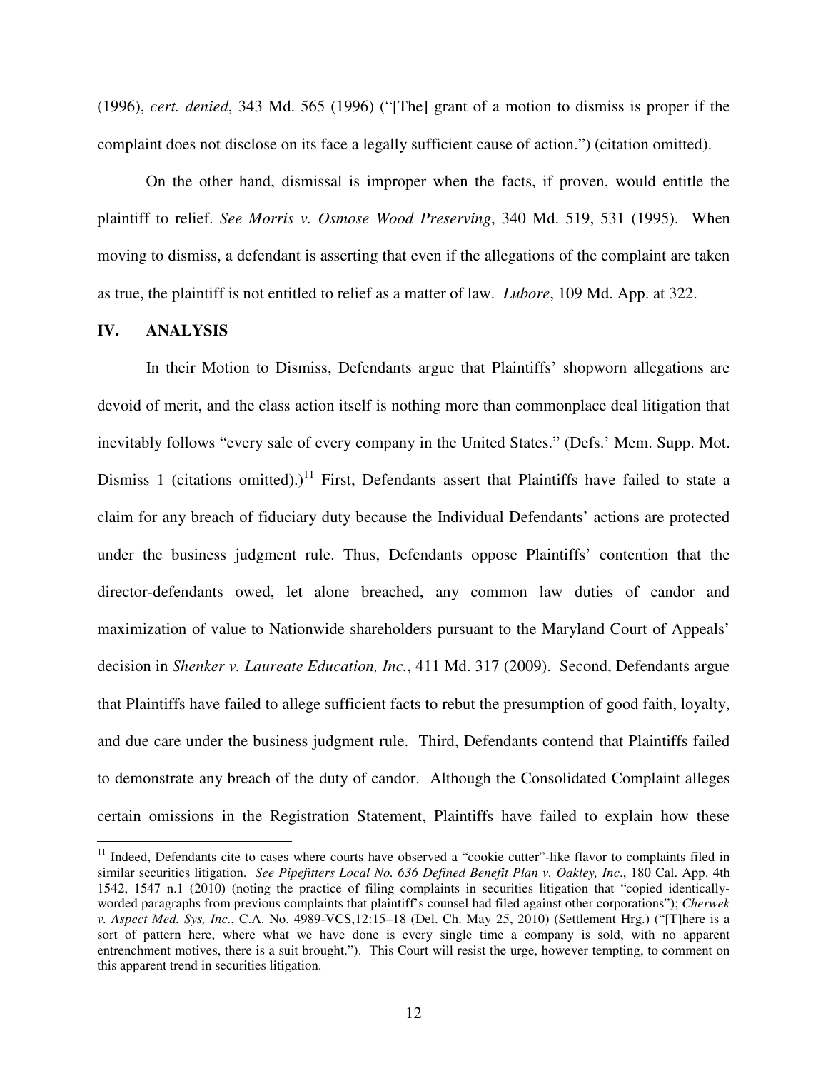(1996), *cert. denied*, 343 Md. 565 (1996) ("[The] grant of a motion to dismiss is proper if the complaint does not disclose on its face a legally sufficient cause of action.") (citation omitted).

On the other hand, dismissal is improper when the facts, if proven, would entitle the plaintiff to relief. *See Morris v. Osmose Wood Preserving*, 340 Md. 519, 531 (1995). When moving to dismiss, a defendant is asserting that even if the allegations of the complaint are taken as true, the plaintiff is not entitled to relief as a matter of law. *Lubore*, 109 Md. App. at 322.

## IV. ANALYSIS

In their Motion to Dismiss, Defendants argue that Plaintiffs' shopworn allegations are devoid of merit, and the class action itself is nothing more than commonplace deal litigation that inevitably follows "every sale of every company in the United States." (Defs.' Mem. Supp. Mot. Dismiss 1 (citations omitted).)[11] First, Defendants assert that Plaintiffs have failed to state a claim for any breach of fiduciary duty because the Individual Defendants' actions are protected under the business judgment rule. Thus, Defendants oppose Plaintiffs' contention that the director-defendants owed, let alone breached, any common law duties of candor and maximization of value to Nationwide shareholders pursuant to the Maryland Court of Appeals' decision in *Shenker v. Laureate Education, Inc.*, 411 Md. 317 (2009). Second, Defendants argue that Plaintiffs have failed to allege sufficient facts to rebut the presumption of good faith, loyalty, and due care under the business judgment rule. Third, Defendants contend that Plaintiffs failed to demonstrate any breach of the duty of candor. Although the Consolidated Complaint alleges certain omissions in the Registration Statement, Plaintiffs have failed to explain how these

[11] Indeed, Defendants cite to cases where courts have observed a "cookie cutter"-like flavor to complaints filed in similar securities litigation. *See Pipefitters Local No. 636 Defined Benefit Plan v. Oakley, Inc*., 180 Cal. App. 4th 1542, 1547 n.1 (2010) (noting the practice of filing complaints in securities litigation that "copied identically-worded paragraphs from previous complaints that plaintiff's counsel had filed against other corporations"); *Cherwek v. Aspect Med. Sys, Inc.*, C.A. No. 4989-VCS,12:15–18 (Del. Ch. May 25, 2010) (Settlement Hrg.) ("[T]here is a sort of pattern here, where what we have done is every single time a company is sold, with no apparent entrenchment motives, there is a suit brought."). This Court will resist the urge, however tempting, to comment on this apparent trend in securities litigation.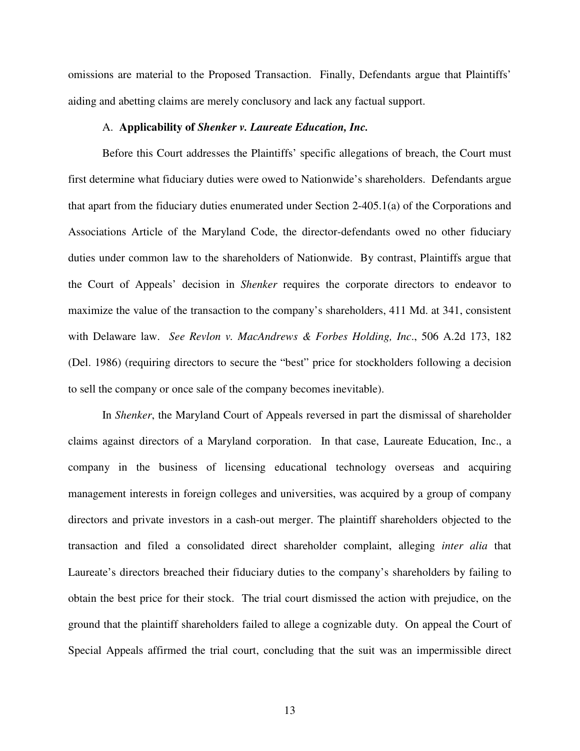omissions are material to the Proposed Transaction. Finally, Defendants argue that Plaintiffs' aiding and abetting claims are merely conclusory and lack any factual support.

### A. **Applicability of *Shenker v. Laureate Education, Inc.***

Before this Court addresses the Plaintiffs' specific allegations of breach, the Court must first determine what fiduciary duties were owed to Nationwide's shareholders. Defendants argue that apart from the fiduciary duties enumerated under Section 2-405.1(a) of the Corporations and Associations Article of the Maryland Code, the director-defendants owed no other fiduciary duties under common law to the shareholders of Nationwide. By contrast, Plaintiffs argue that the Court of Appeals' decision in *Shenker* requires the corporate directors to endeavor to maximize the value of the transaction to the company's shareholders, 411 Md. at 341, consistent with Delaware law. *See Revlon v. MacAndrews & Forbes Holding, Inc*., 506 A.2d 173, 182 (Del. 1986) (requiring directors to secure the "best" price for stockholders following a decision to sell the company or once sale of the company becomes inevitable).

In *Shenker*, the Maryland Court of Appeals reversed in part the dismissal of shareholder claims against directors of a Maryland corporation. In that case, Laureate Education, Inc., a company in the business of licensing educational technology overseas and acquiring management interests in foreign colleges and universities, was acquired by a group of company directors and private investors in a cash-out merger. The plaintiff shareholders objected to the transaction and filed a consolidated direct shareholder complaint, alleging *inter alia* that Laureate's directors breached their fiduciary duties to the company's shareholders by failing to obtain the best price for their stock. The trial court dismissed the action with prejudice, on the ground that the plaintiff shareholders failed to allege a cognizable duty. On appeal the Court of Special Appeals affirmed the trial court, concluding that the suit was an impermissible direct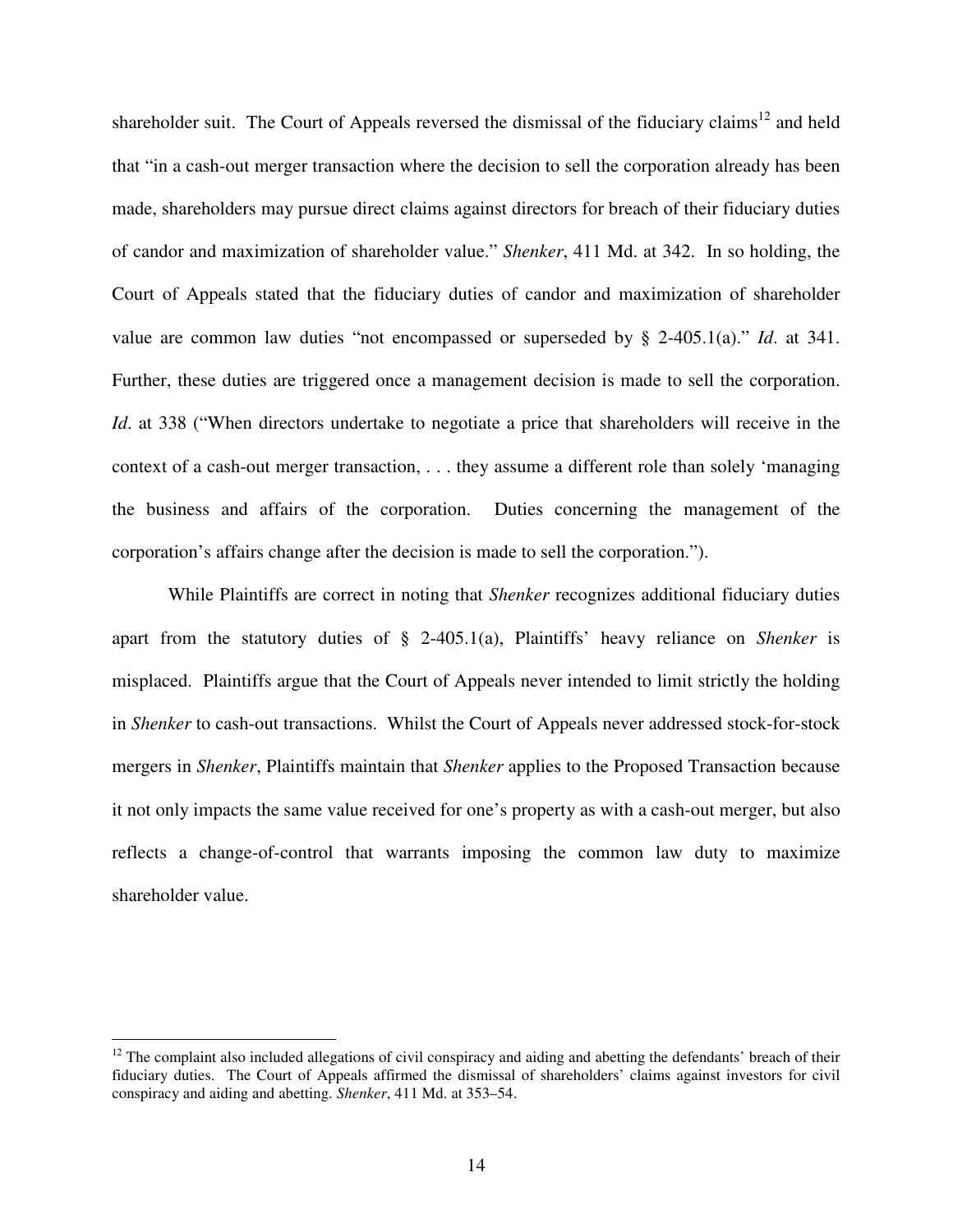shareholder suit. The Court of Appeals reversed the dismissal of the fiduciary claims[12] and held that "in a cash-out merger transaction where the decision to sell the corporation already has been made, shareholders may pursue direct claims against directors for breach of their fiduciary duties of candor and maximization of shareholder value." *Shenker*, 411 Md. at 342. In so holding, the Court of Appeals stated that the fiduciary duties of candor and maximization of shareholder value are common law duties "not encompassed or superseded by § 2-405.1(a)." *Id*. at 341. Further, these duties are triggered once a management decision is made to sell the corporation. *Id*. at 338 ("When directors undertake to negotiate a price that shareholders will receive in the context of a cash-out merger transaction, . . . they assume a different role than solely 'managing the business and affairs of the corporation. Duties concerning the management of the corporation's affairs change after the decision is made to sell the corporation.").

While Plaintiffs are correct in noting that *Shenker* recognizes additional fiduciary duties apart from the statutory duties of § 2-405.1(a), Plaintiffs' heavy reliance on *Shenker* is misplaced. Plaintiffs argue that the Court of Appeals never intended to limit strictly the holding in *Shenker* to cash-out transactions. Whilst the Court of Appeals never addressed stock-for-stock mergers in *Shenker*, Plaintiffs maintain that *Shenker* applies to the Proposed Transaction because it not only impacts the same value received for one's property as with a cash-out merger, but also reflects a change-of-control that warrants imposing the common law duty to maximize shareholder value.

---

[12] The complaint also included allegations of civil conspiracy and aiding and abetting the defendants' breach of their fiduciary duties. The Court of Appeals affirmed the dismissal of shareholders' claims against investors for civil conspiracy and aiding and abetting. *Shenker*, 411 Md. at 353–54.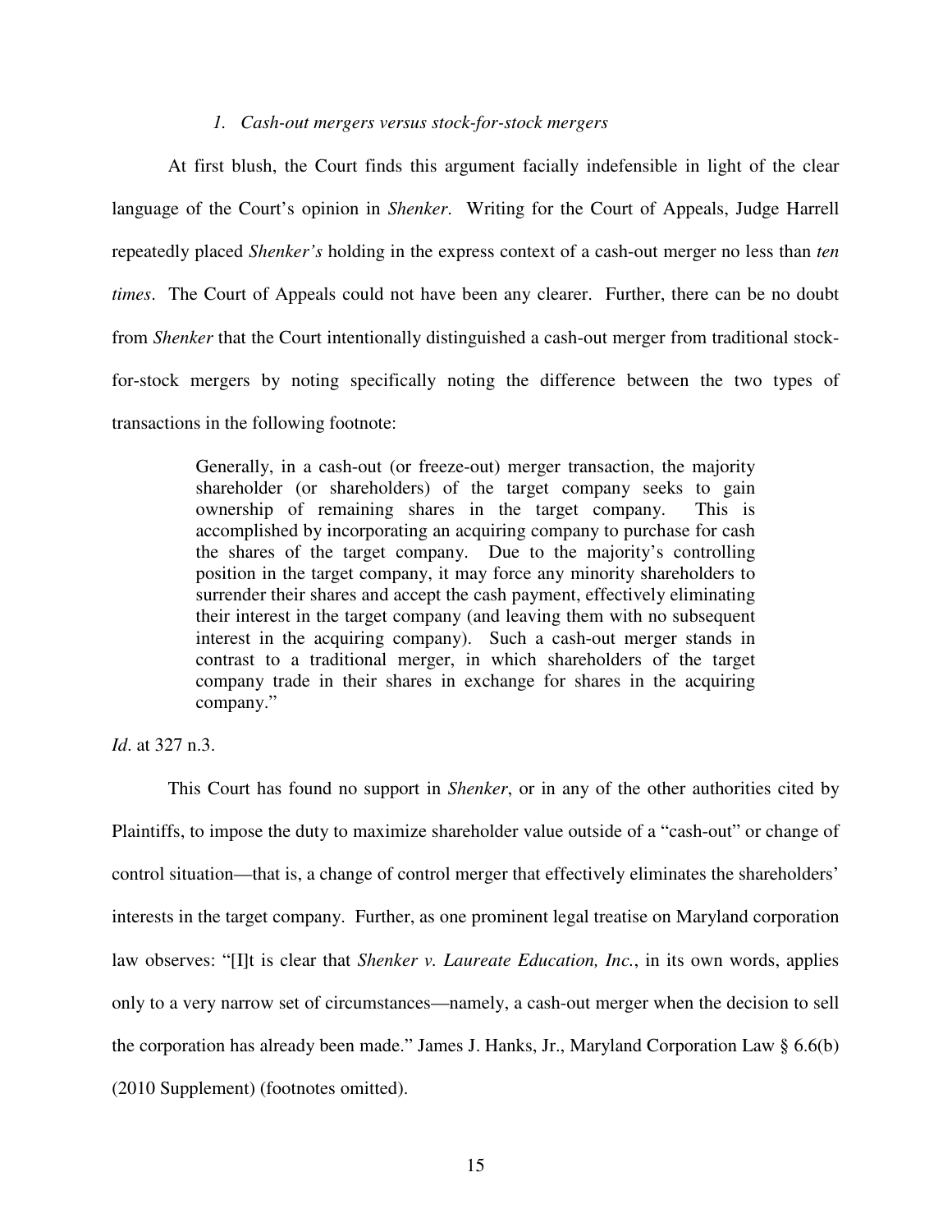### *1. Cash-out mergers versus stock-for-stock mergers*

At first blush, the Court finds this argument facially indefensible in light of the clear language of the Court's opinion in *Shenker*. Writing for the Court of Appeals, Judge Harrell repeatedly placed *Shenker's* holding in the express context of a cash-out merger no less than *ten times*. The Court of Appeals could not have been any clearer. Further, there can be no doubt from *Shenker* that the Court intentionally distinguished a cash-out merger from traditional stock-for-stock mergers by noting specifically noting the difference between the two types of transactions in the following footnote:

> Generally, in a cash-out (or freeze-out) merger transaction, the majority shareholder (or shareholders) of the target company seeks to gain ownership of remaining shares in the target company. This is accomplished by incorporating an acquiring company to purchase for cash the shares of the target company. Due to the majority's controlling position in the target company, it may force any minority shareholders to surrender their shares and accept the cash payment, effectively eliminating their interest in the target company (and leaving them with no subsequent interest in the acquiring company). Such a cash-out merger stands in contrast to a traditional merger, in which shareholders of the target company trade in their shares in exchange for shares in the acquiring company."

*Id*. at 327 n.3.

This Court has found no support in *Shenker*, or in any of the other authorities cited by Plaintiffs, to impose the duty to maximize shareholder value outside of a "cash-out" or change of control situation—that is, a change of control merger that effectively eliminates the shareholders' interests in the target company. Further, as one prominent legal treatise on Maryland corporation law observes: "[I]t is clear that *Shenker v. Laureate Education, Inc.*, in its own words, applies only to a very narrow set of circumstances—namely, a cash-out merger when the decision to sell the corporation has already been made." James J. Hanks, Jr., Maryland Corporation Law § 6.6(b) (2010 Supplement) (footnotes omitted).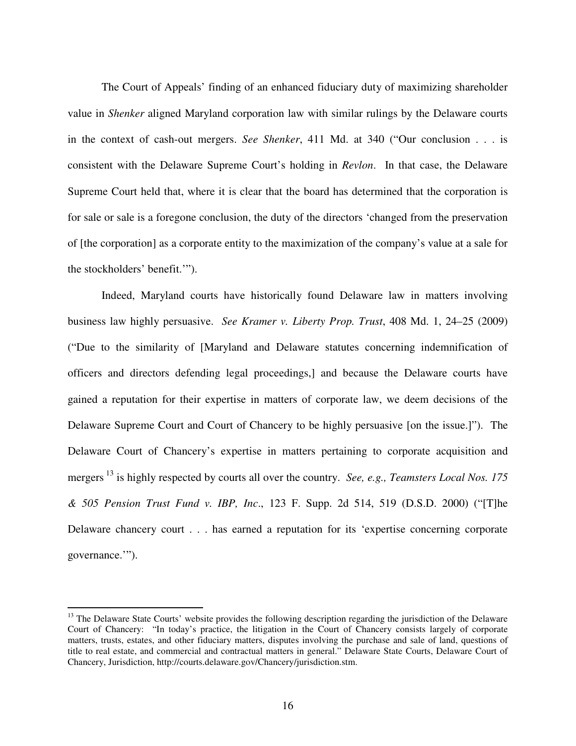The Court of Appeals' finding of an enhanced fiduciary duty of maximizing shareholder value in *Shenker* aligned Maryland corporation law with similar rulings by the Delaware courts in the context of cash-out mergers. *See Shenker*, 411 Md. at 340 ("Our conclusion . . . is consistent with the Delaware Supreme Court's holding in *Revlon*. In that case, the Delaware Supreme Court held that, where it is clear that the board has determined that the corporation is for sale or sale is a foregone conclusion, the duty of the directors 'changed from the preservation of [the corporation] as a corporate entity to the maximization of the company's value at a sale for the stockholders' benefit.'").

Indeed, Maryland courts have historically found Delaware law in matters involving business law highly persuasive. *See Kramer v. Liberty Prop. Trust*, 408 Md. 1, 24–25 (2009) ("Due to the similarity of [Maryland and Delaware statutes concerning indemnification of officers and directors defending legal proceedings,] and because the Delaware courts have gained a reputation for their expertise in matters of corporate law, we deem decisions of the Delaware Supreme Court and Court of Chancery to be highly persuasive [on the issue.]"). The Delaware Court of Chancery's expertise in matters pertaining to corporate acquisition and mergers[13] is highly respected by courts all over the country. *See, e.g., Teamsters Local Nos. 175 & 505 Pension Trust Fund v. IBP, Inc*., 123 F. Supp. 2d 514, 519 (D.S.D. 2000) ("[T]he Delaware chancery court . . . has earned a reputation for its 'expertise concerning corporate governance.'").

---

[13] The Delaware State Courts' website provides the following description regarding the jurisdiction of the Delaware Court of Chancery: "In today's practice, the litigation in the Court of Chancery consists largely of corporate matters, trusts, estates, and other fiduciary matters, disputes involving the purchase and sale of land, questions of title to real estate, and commercial and contractual matters in general." Delaware State Courts, Delaware Court of Chancery, Jurisdiction, http://courts.delaware.gov/Chancery/jurisdiction.stm.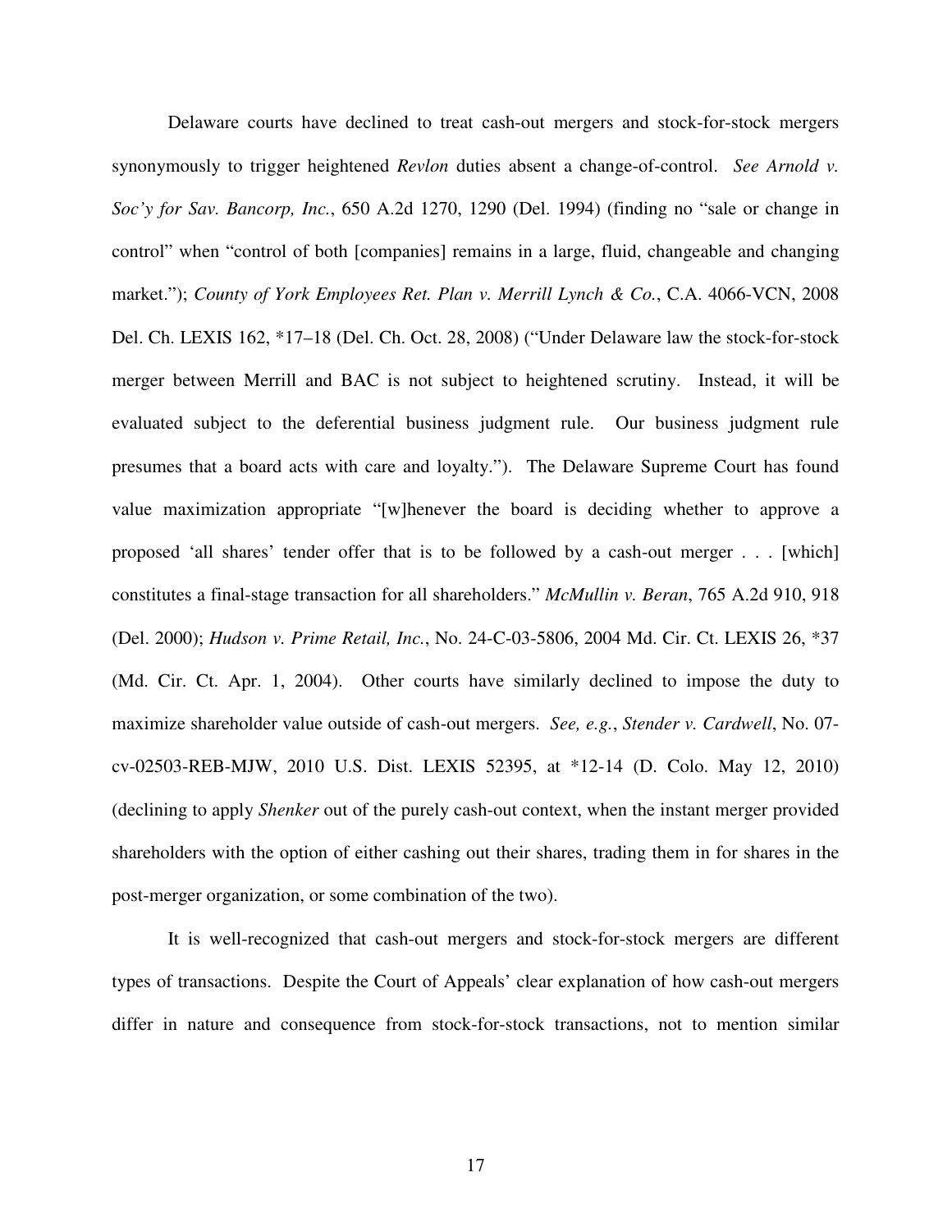Delaware courts have declined to treat cash-out mergers and stock-for-stock mergers synonymously to trigger heightened *Revlon* duties absent a change-of-control. *See Arnold v. Soc'y for Sav. Bancorp, Inc.*, 650 A.2d 1270, 1290 (Del. 1994) (finding no "sale or change in control" when "control of both [companies] remains in a large, fluid, changeable and changing market."); *County of York Employees Ret. Plan v. Merrill Lynch & Co.*, C.A. 4066-VCN, 2008 Del. Ch. LEXIS 162, *17–18 (Del. Ch. Oct. 28, 2008) ("Under Delaware law the stock-for-stock merger between Merrill and BAC is not subject to heightened scrutiny. Instead, it will be evaluated subject to the deferential business judgment rule. Our business judgment rule presumes that a board acts with care and loyalty."). The Delaware Supreme Court has found value maximization appropriate "[w]henever the board is deciding whether to approve a proposed 'all shares' tender offer that is to be followed by a cash-out merger . . . [which] constitutes a final-stage transaction for all shareholders." *McMullin v. Beran*, 765 A.2d 910, 918 (Del. 2000); *Hudson v. Prime Retail, Inc.*, No. 24-C-03-5806, 2004 Md. Cir. Ct. LEXIS 26, *37 (Md. Cir. Ct. Apr. 1, 2004). Other courts have similarly declined to impose the duty to maximize shareholder value outside of cash-out mergers. *See, e.g.*, *Stender v. Cardwell*, No. 07-cv-02503-REB-MJW, 2010 U.S. Dist. LEXIS 52395, at *12-14 (D. Colo. May 12, 2010) (declining to apply *Shenker* out of the purely cash-out context, when the instant merger provided shareholders with the option of either cashing out their shares, trading them in for shares in the post-merger organization, or some combination of the two).

It is well-recognized that cash-out mergers and stock-for-stock mergers are different types of transactions. Despite the Court of Appeals' clear explanation of how cash-out mergers differ in nature and consequence from stock-for-stock transactions, not to mention similar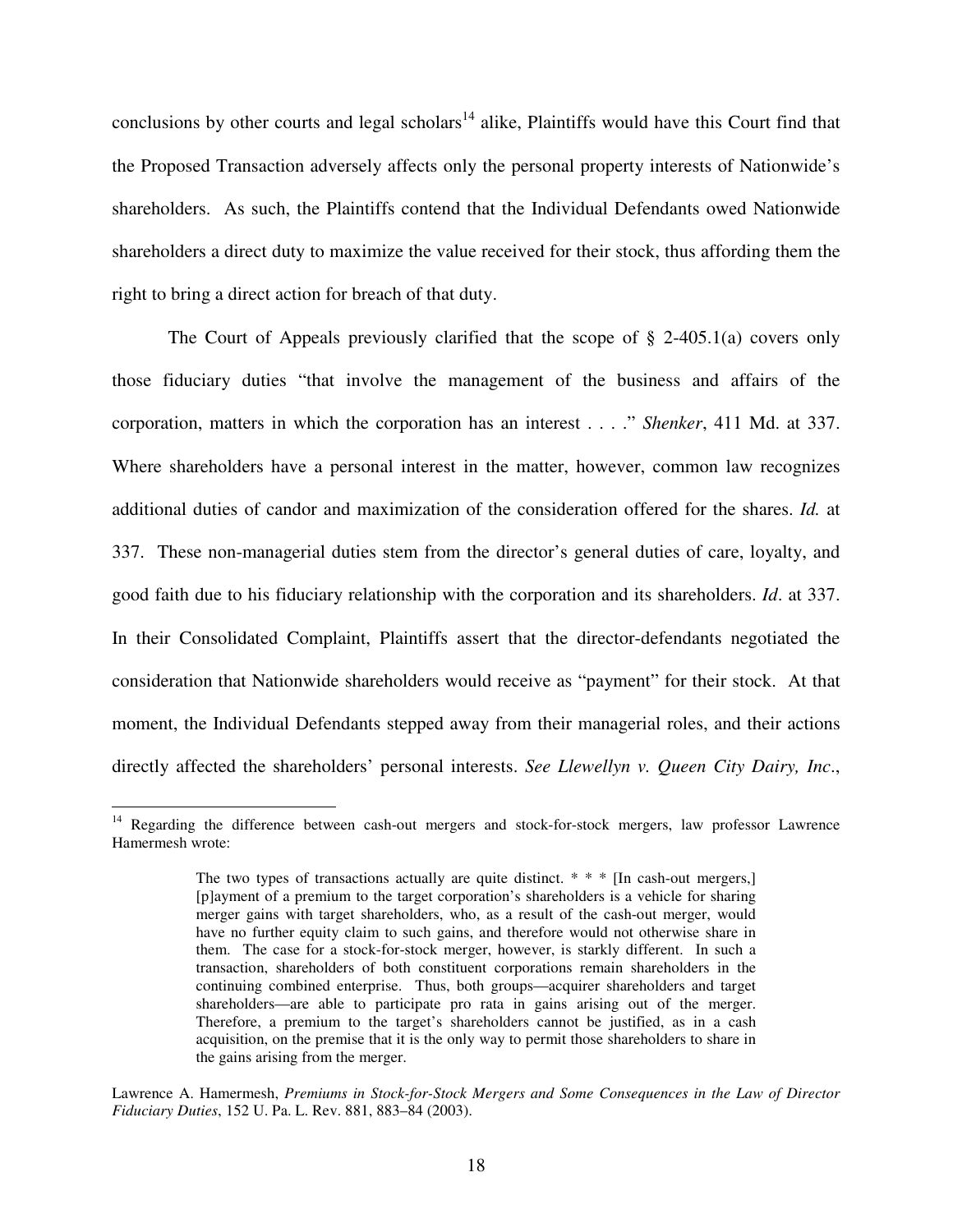conclusions by other courts and legal scholars[14] alike, Plaintiffs would have this Court find that the Proposed Transaction adversely affects only the personal property interests of Nationwide's shareholders. As such, the Plaintiffs contend that the Individual Defendants owed Nationwide shareholders a direct duty to maximize the value received for their stock, thus affording them the right to bring a direct action for breach of that duty.

The Court of Appeals previously clarified that the scope of § 2-405.1(a) covers only those fiduciary duties "that involve the management of the business and affairs of the corporation, matters in which the corporation has an interest . . . ." *Shenker*, 411 Md. at 337. Where shareholders have a personal interest in the matter, however, common law recognizes additional duties of candor and maximization of the consideration offered for the shares. *Id.* at 337. These non-managerial duties stem from the director's general duties of care, loyalty, and good faith due to his fiduciary relationship with the corporation and its shareholders. *Id*. at 337. In their Consolidated Complaint, Plaintiffs assert that the director-defendants negotiated the consideration that Nationwide shareholders would receive as "payment" for their stock. At that moment, the Individual Defendants stepped away from their managerial roles, and their actions directly affected the shareholders' personal interests. *See Llewellyn v. Queen City Dairy, Inc*.,

---

[14] Regarding the difference between cash-out mergers and stock-for-stock mergers, law professor Lawrence Hamermesh wrote:

> The two types of transactions actually are quite distinct. * * * [In cash-out mergers,] [p]ayment of a premium to the target corporation's shareholders is a vehicle for sharing merger gains with target shareholders, who, as a result of the cash-out merger, would have no further equity claim to such gains, and therefore would not otherwise share in them. The case for a stock-for-stock merger, however, is starkly different. In such a transaction, shareholders of both constituent corporations remain shareholders in the continuing combined enterprise. Thus, both groups—acquirer shareholders and target shareholders—are able to participate pro rata in gains arising out of the merger. Therefore, a premium to the target's shareholders cannot be justified, as in a cash acquisition, on the premise that it is the only way to permit those shareholders to share in the gains arising from the merger.

Lawrence A. Hamermesh, *Premiums in Stock-for-Stock Mergers and Some Consequences in the Law of Director Fiduciary Duties*, 152 U. Pa. L. Rev. 881, 883–84 (2003).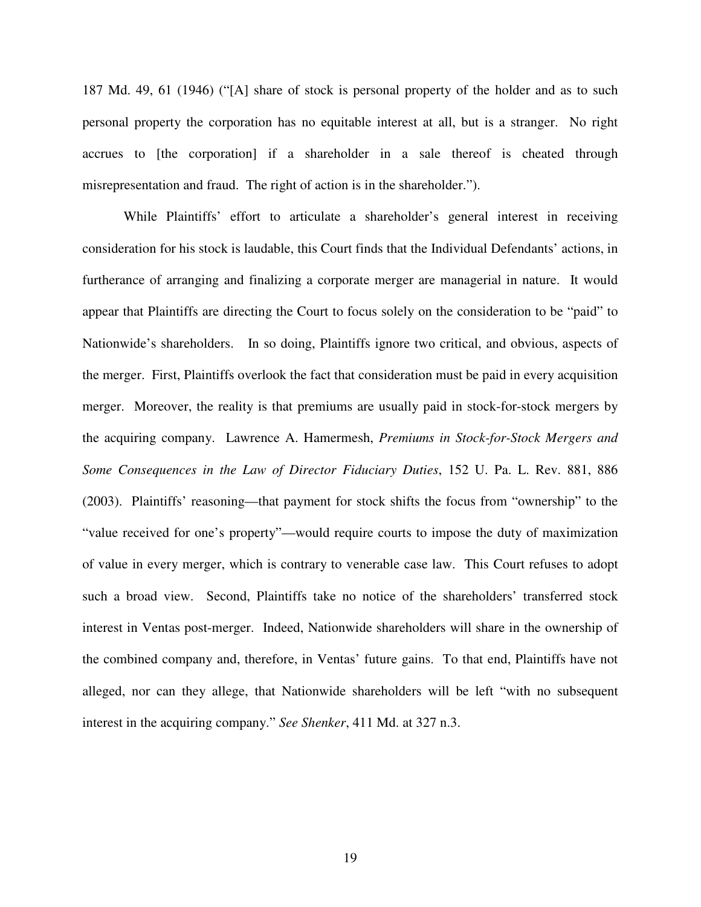187 Md. 49, 61 (1946) ("[A] share of stock is personal property of the holder and as to such personal property the corporation has no equitable interest at all, but is a stranger. No right accrues to [the corporation] if a shareholder in a sale thereof is cheated through misrepresentation and fraud. The right of action is in the shareholder.").

While Plaintiffs' effort to articulate a shareholder's general interest in receiving consideration for his stock is laudable, this Court finds that the Individual Defendants' actions, in furtherance of arranging and finalizing a corporate merger are managerial in nature. It would appear that Plaintiffs are directing the Court to focus solely on the consideration to be "paid" to Nationwide's shareholders. In so doing, Plaintiffs ignore two critical, and obvious, aspects of the merger. First, Plaintiffs overlook the fact that consideration must be paid in every acquisition merger. Moreover, the reality is that premiums are usually paid in stock-for-stock mergers by the acquiring company. Lawrence A. Hamermesh, *Premiums in Stock-for-Stock Mergers and Some Consequences in the Law of Director Fiduciary Duties*, 152 U. Pa. L. Rev. 881, 886 (2003). Plaintiffs' reasoning—that payment for stock shifts the focus from "ownership" to the "value received for one's property"—would require courts to impose the duty of maximization of value in every merger, which is contrary to venerable case law. This Court refuses to adopt such a broad view. Second, Plaintiffs take no notice of the shareholders' transferred stock interest in Ventas post-merger. Indeed, Nationwide shareholders will share in the ownership of the combined company and, therefore, in Ventas' future gains. To that end, Plaintiffs have not alleged, nor can they allege, that Nationwide shareholders will be left "with no subsequent interest in the acquiring company." *See Shenker*, 411 Md. at 327 n.3.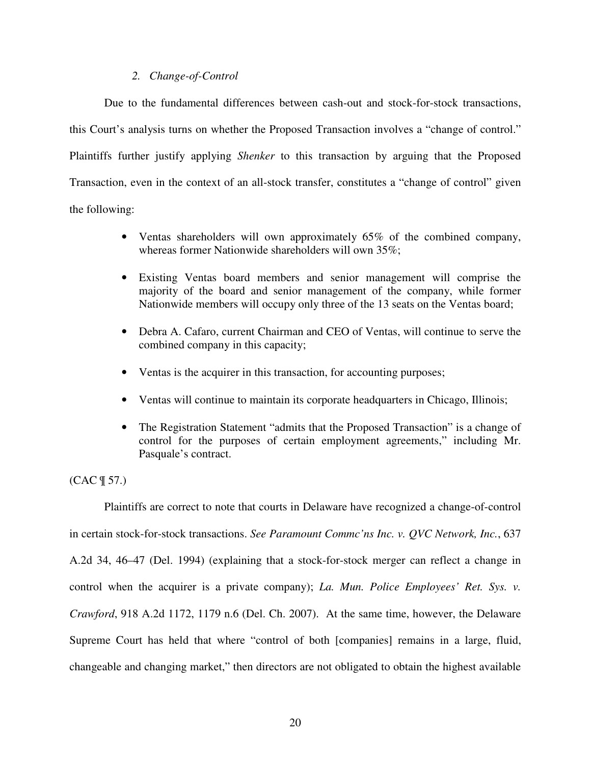### *2. Change-of-Control*

Due to the fundamental differences between cash-out and stock-for-stock transactions, this Court's analysis turns on whether the Proposed Transaction involves a "change of control." Plaintiffs further justify applying *Shenker* to this transaction by arguing that the Proposed Transaction, even in the context of an all-stock transfer, constitutes a "change of control" given the following:

- Ventas shareholders will own approximately 65% of the combined company, whereas former Nationwide shareholders will own 35%;
- Existing Ventas board members and senior management will comprise the majority of the board and senior management of the company, while former Nationwide members will occupy only three of the 13 seats on the Ventas board;
- Debra A. Cafaro, current Chairman and CEO of Ventas, will continue to serve the combined company in this capacity;
- Ventas is the acquirer in this transaction, for accounting purposes;
- Ventas will continue to maintain its corporate headquarters in Chicago, Illinois;
- The Registration Statement "admits that the Proposed Transaction" is a change of control for the purposes of certain employment agreements," including Mr. Pasquale's contract.

(CAC ¶ 57.)

Plaintiffs are correct to note that courts in Delaware have recognized a change-of-control in certain stock-for-stock transactions. *See Paramount Commc'ns Inc. v. QVC Network, Inc.*, 637 A.2d 34, 46–47 (Del. 1994) (explaining that a stock-for-stock merger can reflect a change in control when the acquirer is a private company); *La. Mun. Police Employees' Ret. Sys. v. Crawford*, 918 A.2d 1172, 1179 n.6 (Del. Ch. 2007). At the same time, however, the Delaware Supreme Court has held that where "control of both [companies] remains in a large, fluid, changeable and changing market," then directors are not obligated to obtain the highest available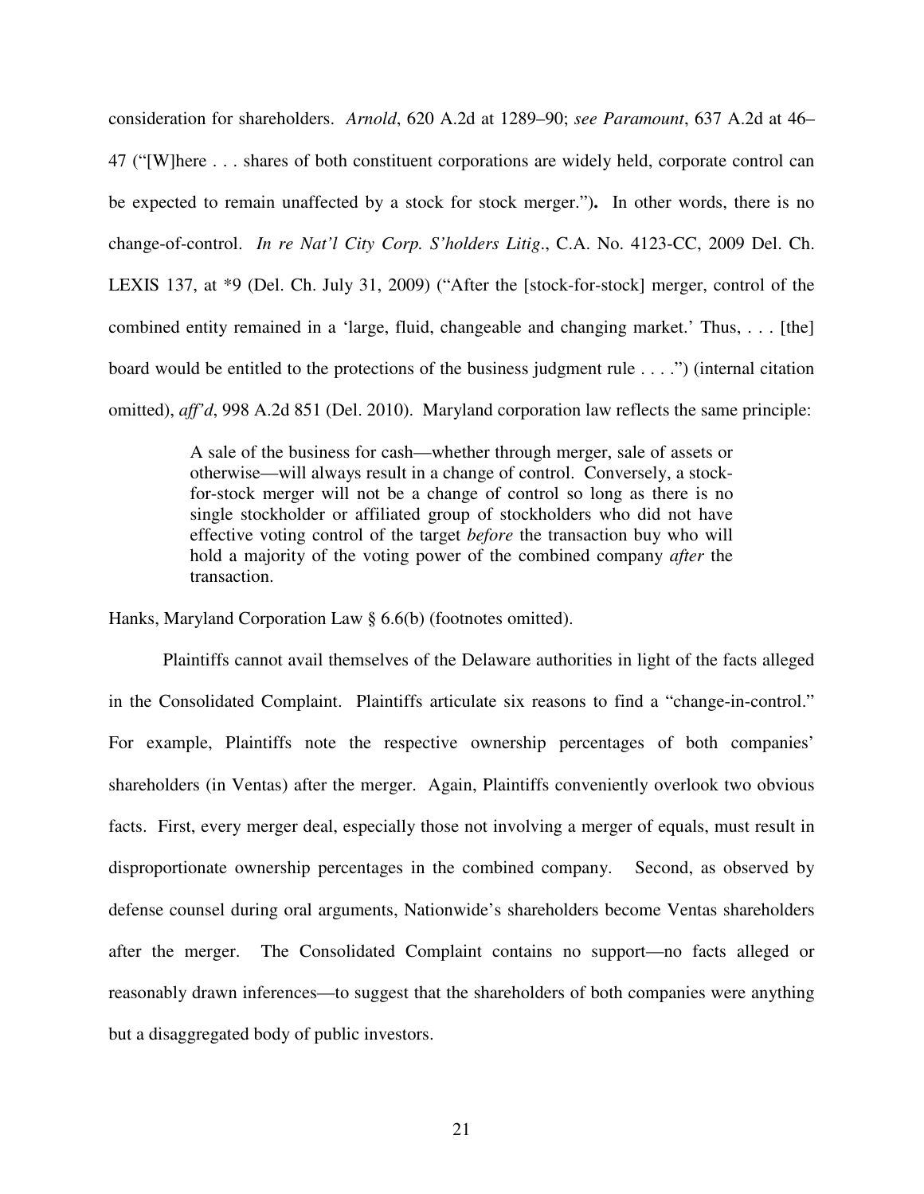consideration for shareholders. *Arnold*, 620 A.2d at 1289–90; *see Paramount*, 637 A.2d at 46–47 ("[W]here . . . shares of both constituent corporations are widely held, corporate control can be expected to remain unaffected by a stock for stock merger."). In other words, there is no change-of-control. *In re Nat'l City Corp. S'holders Litig*., C.A. No. 4123-CC, 2009 Del. Ch. LEXIS 137, at *9 (Del. Ch. July 31, 2009) ("After the [stock-for-stock] merger, control of the combined entity remained in a 'large, fluid, changeable and changing market.' Thus, . . . [the] board would be entitled to the protections of the business judgment rule . . . .") (internal citation omitted), *aff'd*, 998 A.2d 851 (Del. 2010). Maryland corporation law reflects the same principle:

> A sale of the business for cash—whether through merger, sale of assets or otherwise—will always result in a change of control. Conversely, a stock-for-stock merger will not be a change of control so long as there is no single stockholder or affiliated group of stockholders who did not have effective voting control of the target *before* the transaction buy who will hold a majority of the voting power of the combined company *after* the transaction.

Hanks, Maryland Corporation Law § 6.6(b) (footnotes omitted).

Plaintiffs cannot avail themselves of the Delaware authorities in light of the facts alleged in the Consolidated Complaint. Plaintiffs articulate six reasons to find a "change-in-control." For example, Plaintiffs note the respective ownership percentages of both companies' shareholders (in Ventas) after the merger. Again, Plaintiffs conveniently overlook two obvious facts. First, every merger deal, especially those not involving a merger of equals, must result in disproportionate ownership percentages in the combined company. Second, as observed by defense counsel during oral arguments, Nationwide's shareholders become Ventas shareholders after the merger. The Consolidated Complaint contains no support—no facts alleged or reasonably drawn inferences—to suggest that the shareholders of both companies were anything but a disaggregated body of public investors.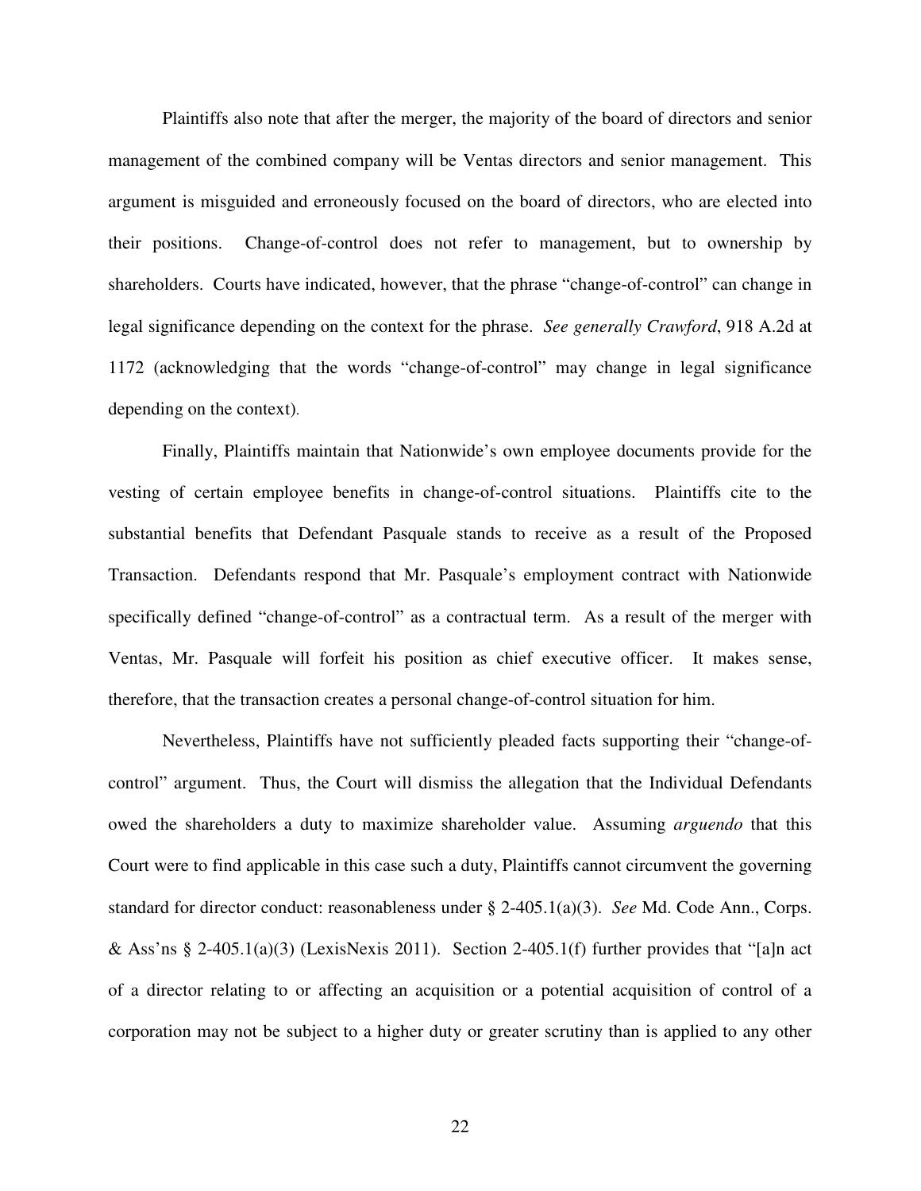Plaintiffs also note that after the merger, the majority of the board of directors and senior management of the combined company will be Ventas directors and senior management. This argument is misguided and erroneously focused on the board of directors, who are elected into their positions. Change-of-control does not refer to management, but to ownership by shareholders. Courts have indicated, however, that the phrase "change-of-control" can change in legal significance depending on the context for the phrase. *See generally Crawford*, 918 A.2d at 1172 (acknowledging that the words "change-of-control" may change in legal significance depending on the context).

Finally, Plaintiffs maintain that Nationwide's own employee documents provide for the vesting of certain employee benefits in change-of-control situations. Plaintiffs cite to the substantial benefits that Defendant Pasquale stands to receive as a result of the Proposed Transaction. Defendants respond that Mr. Pasquale's employment contract with Nationwide specifically defined "change-of-control" as a contractual term. As a result of the merger with Ventas, Mr. Pasquale will forfeit his position as chief executive officer. It makes sense, therefore, that the transaction creates a personal change-of-control situation for him.

Nevertheless, Plaintiffs have not sufficiently pleaded facts supporting their "change-of-control" argument. Thus, the Court will dismiss the allegation that the Individual Defendants owed the shareholders a duty to maximize shareholder value. Assuming *arguendo* that this Court were to find applicable in this case such a duty, Plaintiffs cannot circumvent the governing standard for director conduct: reasonableness under § 2-405.1(a)(3). *See* Md. Code Ann., Corps. & Ass'ns § 2-405.1(a)(3) (LexisNexis 2011). Section 2-405.1(f) further provides that "[a]n act of a director relating to or affecting an acquisition or a potential acquisition of control of a corporation may not be subject to a higher duty or greater scrutiny than is applied to any other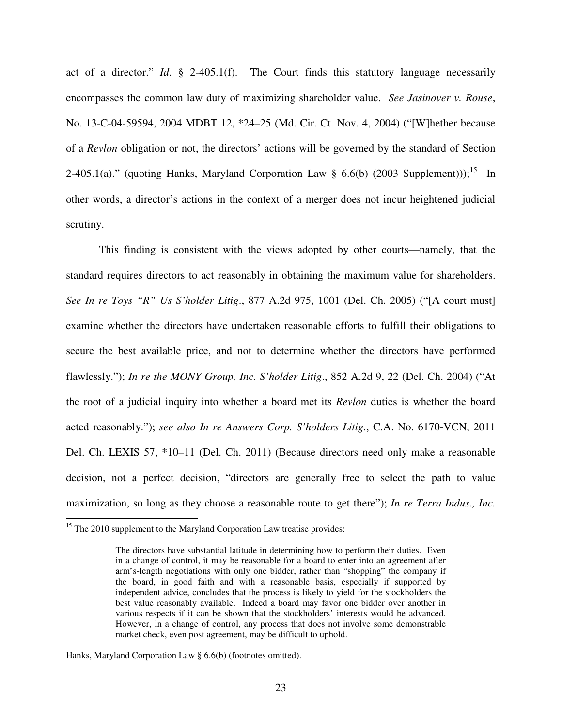act of a director." *Id*. § 2-405.1(f). The Court finds this statutory language necessarily encompasses the common law duty of maximizing shareholder value. *See Jasinover v. Rouse*, No. 13-C-04-59594, 2004 MDBT 12, *24–25 (Md. Cir. Ct. Nov. 4, 2004) ("[W]hether because of a *Revlon* obligation or not, the directors' actions will be governed by the standard of Section 2-405.1(a)." (quoting Hanks, Maryland Corporation Law § 6.6(b) (2003 Supplement)));[15] In other words, a director's actions in the context of a merger does not incur heightened judicial scrutiny.

This finding is consistent with the views adopted by other courts—namely, that the standard requires directors to act reasonably in obtaining the maximum value for shareholders. *See In re Toys "R" Us S'holder Litig*., 877 A.2d 975, 1001 (Del. Ch. 2005) ("[A court must] examine whether the directors have undertaken reasonable efforts to fulfill their obligations to secure the best available price, and not to determine whether the directors have performed flawlessly."); *In re the MONY Group, Inc. S'holder Litig*., 852 A.2d 9, 22 (Del. Ch. 2004) ("At the root of a judicial inquiry into whether a board met its *Revlon* duties is whether the board acted reasonably."); *see also In re Answers Corp. S'holders Litig.*, C.A. No. 6170-VCN, 2011 Del. Ch. LEXIS 57, *10–11 (Del. Ch. 2011) (Because directors need only make a reasonable decision, not a perfect decision, "directors are generally free to select the path to value maximization, so long as they choose a reasonable route to get there"); *In re Terra Indus., Inc.*

---

[15] The 2010 supplement to the Maryland Corporation Law treatise provides:

> The directors have substantial latitude in determining how to perform their duties. Even in a change of control, it may be reasonable for a board to enter into an agreement after arm's-length negotiations with only one bidder, rather than "shopping" the company if the board, in good faith and with a reasonable basis, especially if supported by independent advice, concludes that the process is likely to yield for the stockholders the best value reasonably available. Indeed a board may favor one bidder over another in various respects if it can be shown that the stockholders' interests would be advanced. However, in a change of control, any process that does not involve some demonstrable market check, even post agreement, may be difficult to uphold.

Hanks, Maryland Corporation Law § 6.6(b) (footnotes omitted).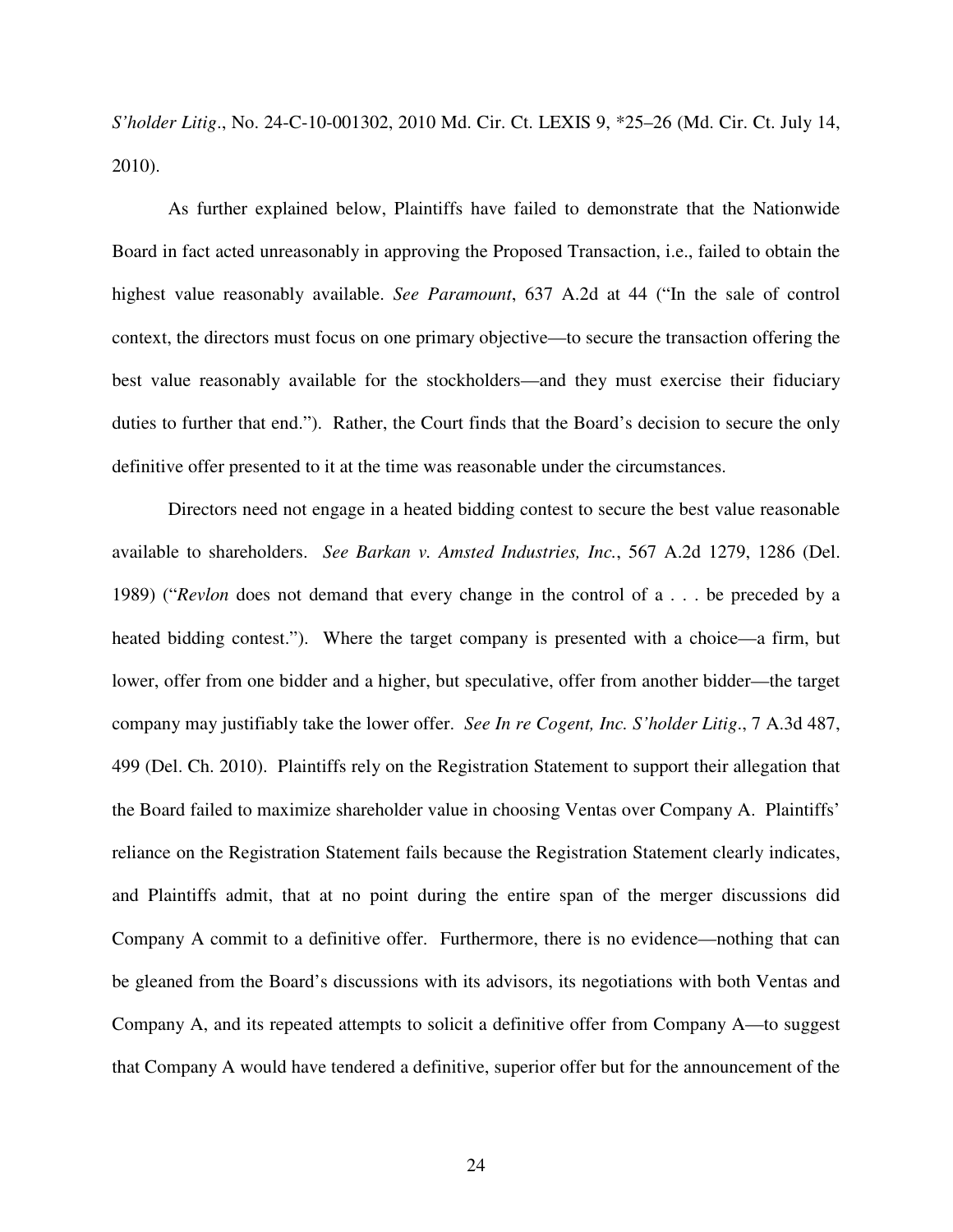*S'holder Litig*., No. 24-C-10-001302, 2010 Md. Cir. Ct. LEXIS 9, *25–26 (Md. Cir. Ct. July 14, 2010).

As further explained below, Plaintiffs have failed to demonstrate that the Nationwide Board in fact acted unreasonably in approving the Proposed Transaction, i.e., failed to obtain the highest value reasonably available. *See Paramount*, 637 A.2d at 44 ("In the sale of control context, the directors must focus on one primary objective—to secure the transaction offering the best value reasonably available for the stockholders—and they must exercise their fiduciary duties to further that end."). Rather, the Court finds that the Board's decision to secure the only definitive offer presented to it at the time was reasonable under the circumstances.

Directors need not engage in a heated bidding contest to secure the best value reasonable available to shareholders. *See Barkan v. Amsted Industries, Inc.*, 567 A.2d 1279, 1286 (Del. 1989) ("*Revlon* does not demand that every change in the control of a . . . be preceded by a heated bidding contest."). Where the target company is presented with a choice—a firm, but lower, offer from one bidder and a higher, but speculative, offer from another bidder—the target company may justifiably take the lower offer. *See In re Cogent, Inc. S'holder Litig*., 7 A.3d 487, 499 (Del. Ch. 2010). Plaintiffs rely on the Registration Statement to support their allegation that the Board failed to maximize shareholder value in choosing Ventas over Company A. Plaintiffs' reliance on the Registration Statement fails because the Registration Statement clearly indicates, and Plaintiffs admit, that at no point during the entire span of the merger discussions did Company A commit to a definitive offer. Furthermore, there is no evidence—nothing that can be gleaned from the Board's discussions with its advisors, its negotiations with both Ventas and Company A, and its repeated attempts to solicit a definitive offer from Company A—to suggest that Company A would have tendered a definitive, superior offer but for the announcement of the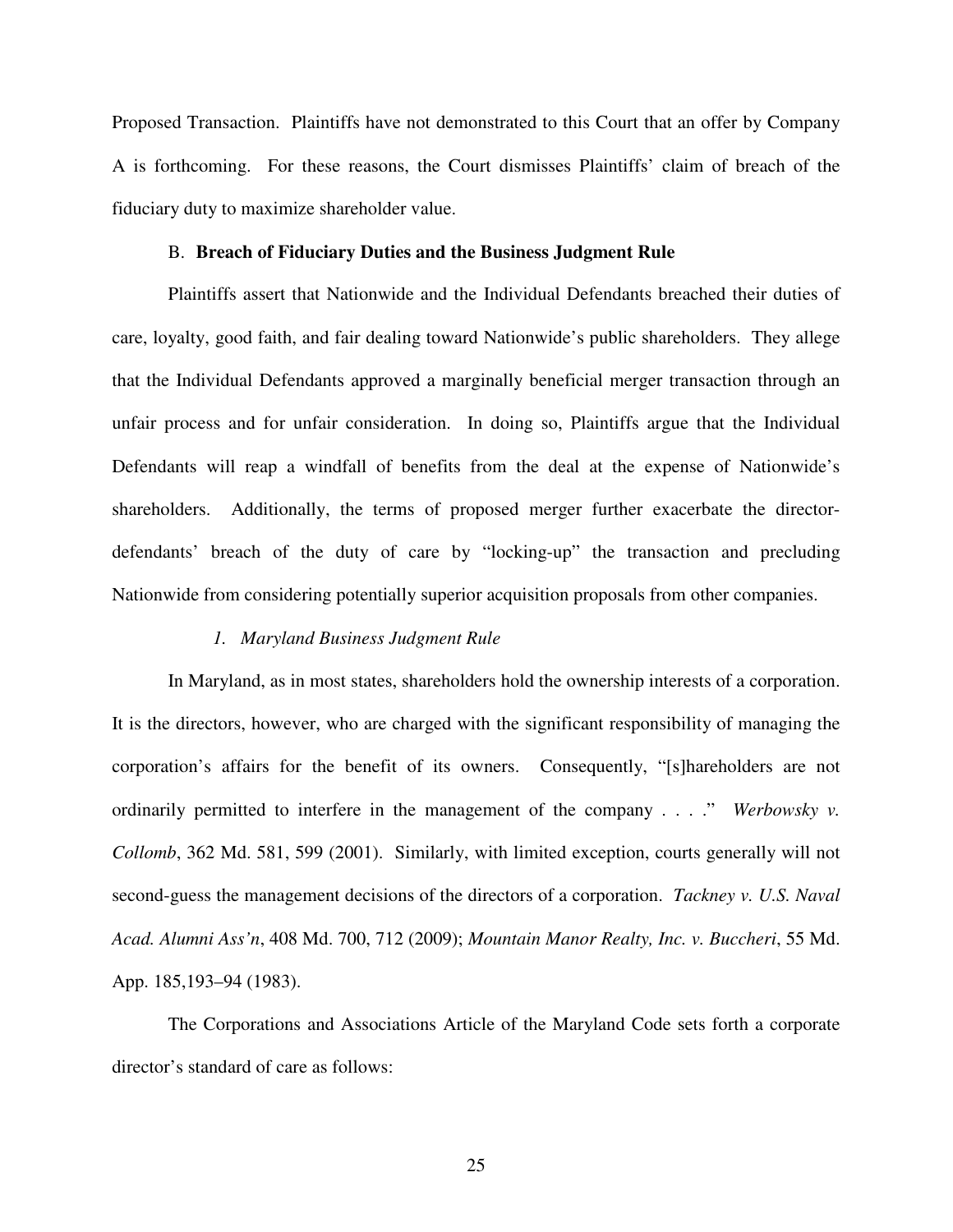Proposed Transaction. Plaintiffs have not demonstrated to this Court that an offer by Company A is forthcoming. For these reasons, the Court dismisses Plaintiffs' claim of breach of the fiduciary duty to maximize shareholder value.

### B. **Breach of Fiduciary Duties and the Business Judgment Rule**

Plaintiffs assert that Nationwide and the Individual Defendants breached their duties of care, loyalty, good faith, and fair dealing toward Nationwide's public shareholders. They allege that the Individual Defendants approved a marginally beneficial merger transaction through an unfair process and for unfair consideration. In doing so, Plaintiffs argue that the Individual Defendants will reap a windfall of benefits from the deal at the expense of Nationwide's shareholders. Additionally, the terms of proposed merger further exacerbate the director-defendants' breach of the duty of care by "locking-up" the transaction and precluding Nationwide from considering potentially superior acquisition proposals from other companies.

#### *1. Maryland Business Judgment Rule*

In Maryland, as in most states, shareholders hold the ownership interests of a corporation. It is the directors, however, who are charged with the significant responsibility of managing the corporation's affairs for the benefit of its owners. Consequently, "[s]hareholders are not ordinarily permitted to interfere in the management of the company . . . ." *Werbowsky v. Collomb*, 362 Md. 581, 599 (2001). Similarly, with limited exception, courts generally will not second-guess the management decisions of the directors of a corporation. *Tackney v. U.S. Naval Acad. Alumni Ass'n*, 408 Md. 700, 712 (2009); *Mountain Manor Realty, Inc. v. Buccheri*, 55 Md. App. 185,193–94 (1983).

The Corporations and Associations Article of the Maryland Code sets forth a corporate director's standard of care as follows: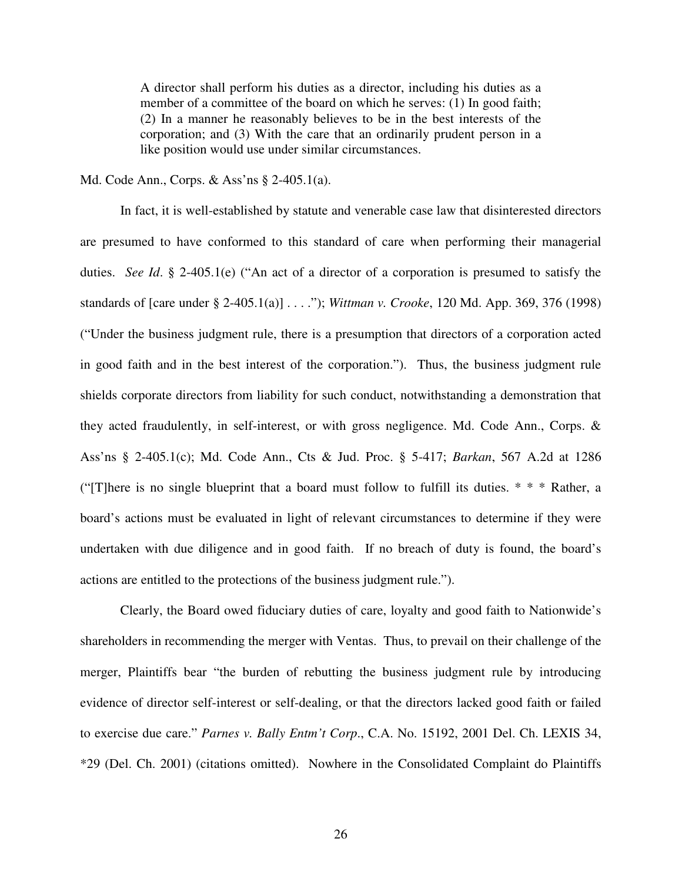> A director shall perform his duties as a director, including his duties as a member of a committee of the board on which he serves: (1) In good faith; (2) In a manner he reasonably believes to be in the best interests of the corporation; and (3) With the care that an ordinarily prudent person in a like position would use under similar circumstances.

Md. Code Ann., Corps. & Ass'ns § 2-405.1(a).

In fact, it is well-established by statute and venerable case law that disinterested directors are presumed to have conformed to this standard of care when performing their managerial duties. *See Id*. § 2-405.1(e) ("An act of a director of a corporation is presumed to satisfy the standards of [care under § 2-405.1(a)] . . . ."); *Wittman v. Crooke*, 120 Md. App. 369, 376 (1998) ("Under the business judgment rule, there is a presumption that directors of a corporation acted in good faith and in the best interest of the corporation."). Thus, the business judgment rule shields corporate directors from liability for such conduct, notwithstanding a demonstration that they acted fraudulently, in self-interest, or with gross negligence. Md. Code Ann., Corps. & Ass'ns § 2-405.1(c); Md. Code Ann., Cts & Jud. Proc. § 5-417; *Barkan*, 567 A.2d at 1286 ("[T]here is no single blueprint that a board must follow to fulfill its duties. * * * Rather, a board's actions must be evaluated in light of relevant circumstances to determine if they were undertaken with due diligence and in good faith. If no breach of duty is found, the board's actions are entitled to the protections of the business judgment rule.").

Clearly, the Board owed fiduciary duties of care, loyalty and good faith to Nationwide's shareholders in recommending the merger with Ventas. Thus, to prevail on their challenge of the merger, Plaintiffs bear "the burden of rebutting the business judgment rule by introducing evidence of director self-interest or self-dealing, or that the directors lacked good faith or failed to exercise due care." *Parnes v. Bally Entm't Corp*., C.A. No. 15192, 2001 Del. Ch. LEXIS 34, *29 (Del. Ch. 2001) (citations omitted). Nowhere in the Consolidated Complaint do Plaintiffs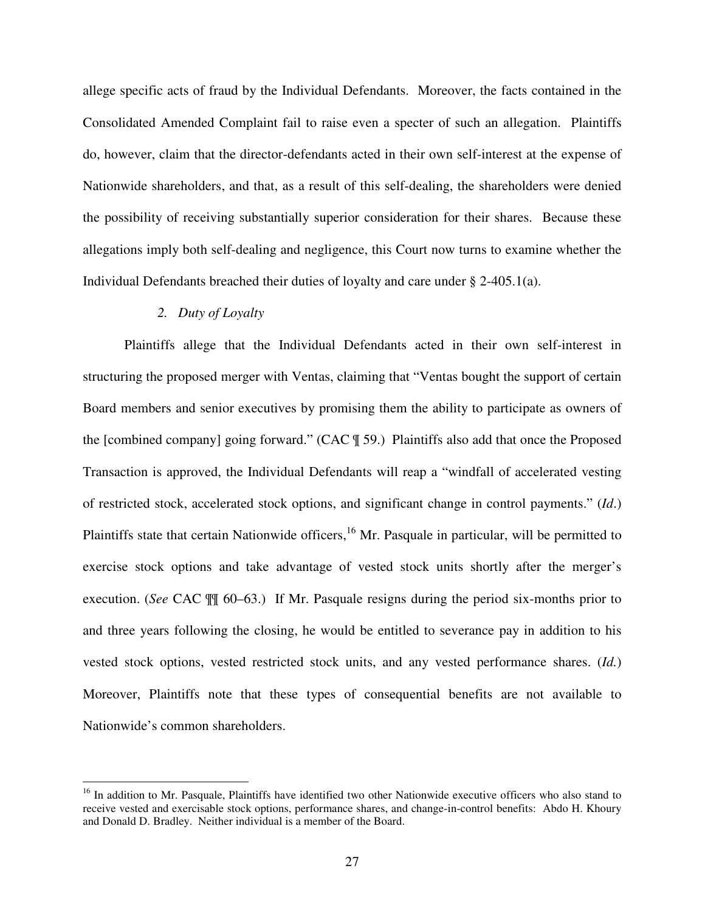allege specific acts of fraud by the Individual Defendants. Moreover, the facts contained in the Consolidated Amended Complaint fail to raise even a specter of such an allegation. Plaintiffs do, however, claim that the director-defendants acted in their own self-interest at the expense of Nationwide shareholders, and that, as a result of this self-dealing, the shareholders were denied the possibility of receiving substantially superior consideration for their shares. Because these allegations imply both self-dealing and negligence, this Court now turns to examine whether the Individual Defendants breached their duties of loyalty and care under § 2-405.1(a).

*2. Duty of Loyalty*

Plaintiffs allege that the Individual Defendants acted in their own self-interest in structuring the proposed merger with Ventas, claiming that "Ventas bought the support of certain Board members and senior executives by promising them the ability to participate as owners of the [combined company] going forward." (CAC ¶ 59.) Plaintiffs also add that once the Proposed Transaction is approved, the Individual Defendants will reap a "windfall of accelerated vesting of restricted stock, accelerated stock options, and significant change in control payments." (*Id*.) Plaintiffs state that certain Nationwide officers,[16] Mr. Pasquale in particular, will be permitted to exercise stock options and take advantage of vested stock units shortly after the merger's execution. (*See* CAC ¶¶ 60–63.) If Mr. Pasquale resigns during the period six-months prior to and three years following the closing, he would be entitled to severance pay in addition to his vested stock options, vested restricted stock units, and any vested performance shares. (*Id.*) Moreover, Plaintiffs note that these types of consequential benefits are not available to Nationwide's common shareholders.

[16] In addition to Mr. Pasquale, Plaintiffs have identified two other Nationwide executive officers who also stand to receive vested and exercisable stock options, performance shares, and change-in-control benefits: Abdo H. Khoury and Donald D. Bradley. Neither individual is a member of the Board.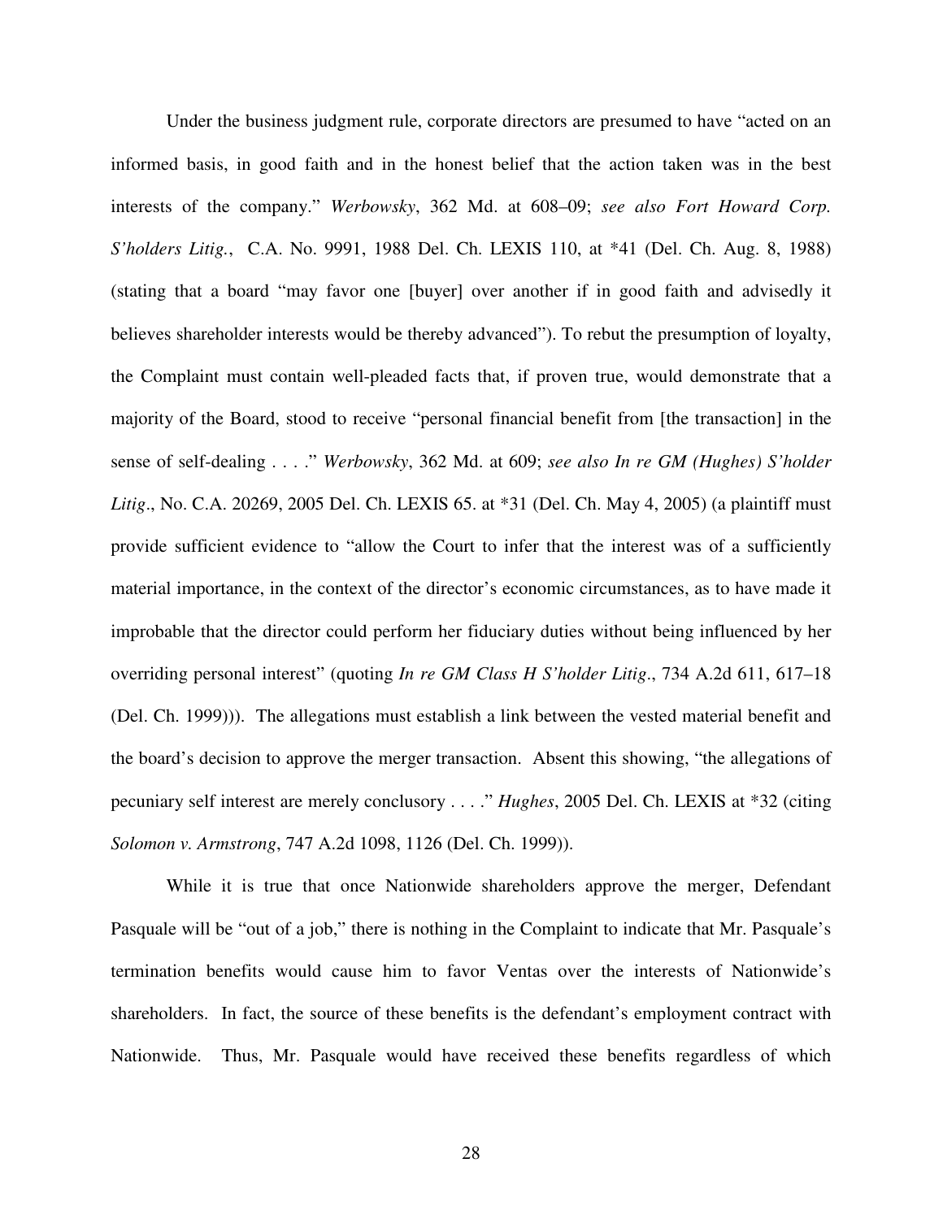Under the business judgment rule, corporate directors are presumed to have "acted on an informed basis, in good faith and in the honest belief that the action taken was in the best interests of the company." *Werbowsky*, 362 Md. at 608–09; *see also Fort Howard Corp. S'holders Litig.*, C.A. No. 9991, 1988 Del. Ch. LEXIS 110, at *41 (Del. Ch. Aug. 8, 1988) (stating that a board "may favor one [buyer] over another if in good faith and advisedly it believes shareholder interests would be thereby advanced"). To rebut the presumption of loyalty, the Complaint must contain well-pleaded facts that, if proven true, would demonstrate that a majority of the Board, stood to receive "personal financial benefit from [the transaction] in the sense of self-dealing . . . ." *Werbowsky*, 362 Md. at 609; *see also In re GM (Hughes) S'holder Litig*., No. C.A. 20269, 2005 Del. Ch. LEXIS 65. at *31 (Del. Ch. May 4, 2005) (a plaintiff must provide sufficient evidence to "allow the Court to infer that the interest was of a sufficiently material importance, in the context of the director's economic circumstances, as to have made it improbable that the director could perform her fiduciary duties without being influenced by her overriding personal interest" (quoting *In re GM Class H S'holder Litig*., 734 A.2d 611, 617–18 (Del. Ch. 1999))). The allegations must establish a link between the vested material benefit and the board's decision to approve the merger transaction. Absent this showing, "the allegations of pecuniary self interest are merely conclusory . . . ." *Hughes*, 2005 Del. Ch. LEXIS at *32 (citing *Solomon v. Armstrong*, 747 A.2d 1098, 1126 (Del. Ch. 1999)).

While it is true that once Nationwide shareholders approve the merger, Defendant Pasquale will be "out of a job," there is nothing in the Complaint to indicate that Mr. Pasquale's termination benefits would cause him to favor Ventas over the interests of Nationwide's shareholders. In fact, the source of these benefits is the defendant's employment contract with Nationwide. Thus, Mr. Pasquale would have received these benefits regardless of which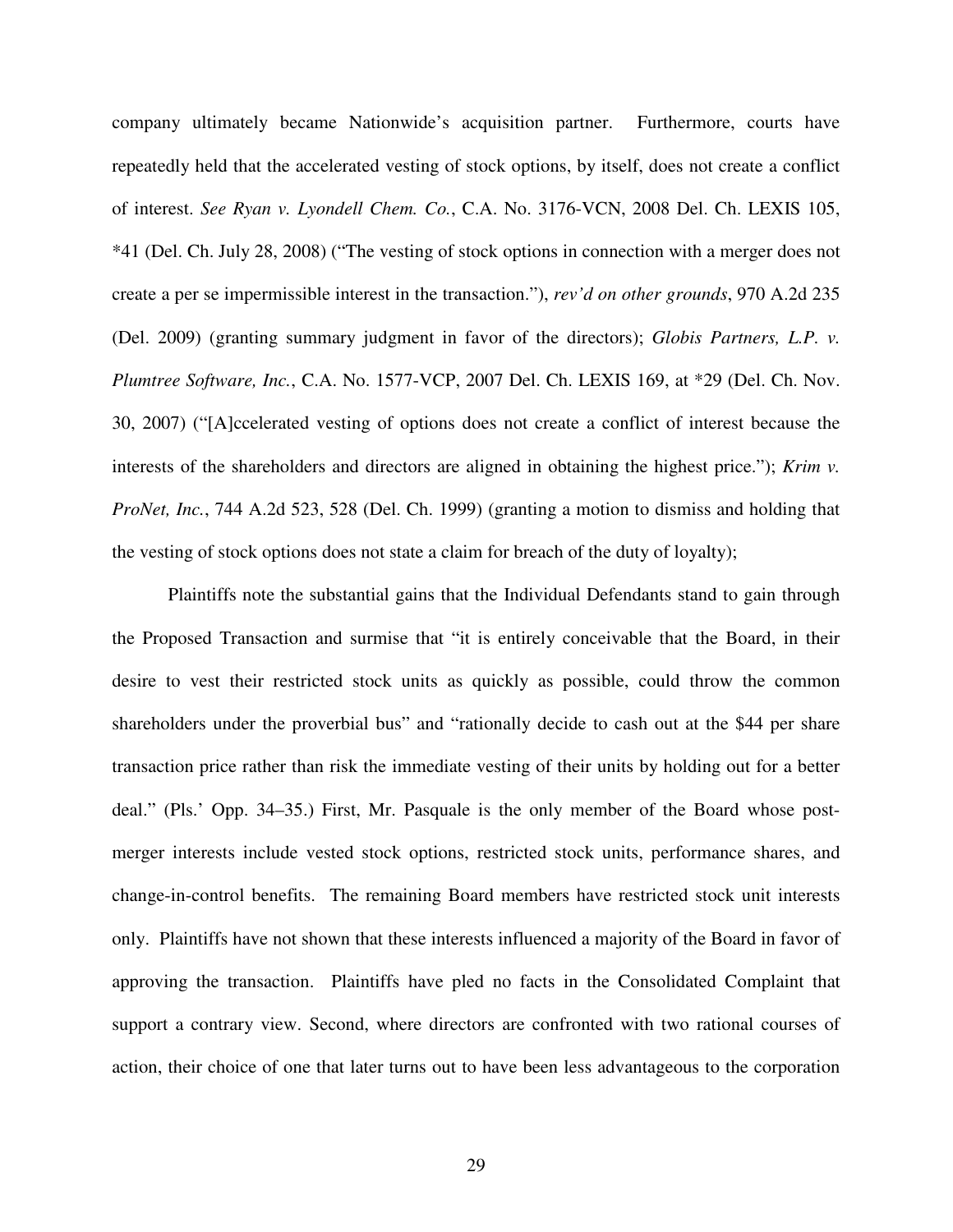company ultimately became Nationwide's acquisition partner. Furthermore, courts have repeatedly held that the accelerated vesting of stock options, by itself, does not create a conflict of interest. *See Ryan v. Lyondell Chem. Co.*, C.A. No. 3176-VCN, 2008 Del. Ch. LEXIS 105, *41 (Del. Ch. July 28, 2008) ("The vesting of stock options in connection with a merger does not create a per se impermissible interest in the transaction."), *rev'd on other grounds*, 970 A.2d 235 (Del. 2009) (granting summary judgment in favor of the directors); *Globis Partners, L.P. v. Plumtree Software, Inc.*, C.A. No. 1577-VCP, 2007 Del. Ch. LEXIS 169, at *29 (Del. Ch. Nov. 30, 2007) ("[A]ccelerated vesting of options does not create a conflict of interest because the interests of the shareholders and directors are aligned in obtaining the highest price."); *Krim v. ProNet, Inc.*, 744 A.2d 523, 528 (Del. Ch. 1999) (granting a motion to dismiss and holding that the vesting of stock options does not state a claim for breach of the duty of loyalty);

Plaintiffs note the substantial gains that the Individual Defendants stand to gain through the Proposed Transaction and surmise that "it is entirely conceivable that the Board, in their desire to vest their restricted stock units as quickly as possible, could throw the common shareholders under the proverbial bus" and "rationally decide to cash out at the $44 per share transaction price rather than risk the immediate vesting of their units by holding out for a better deal." (Pls.' Opp. 34–35.) First, Mr. Pasquale is the only member of the Board whose post-merger interests include vested stock options, restricted stock units, performance shares, and change-in-control benefits. The remaining Board members have restricted stock unit interests only. Plaintiffs have not shown that these interests influenced a majority of the Board in favor of approving the transaction. Plaintiffs have pled no facts in the Consolidated Complaint that support a contrary view. Second, where directors are confronted with two rational courses of action, their choice of one that later turns out to have been less advantageous to the corporation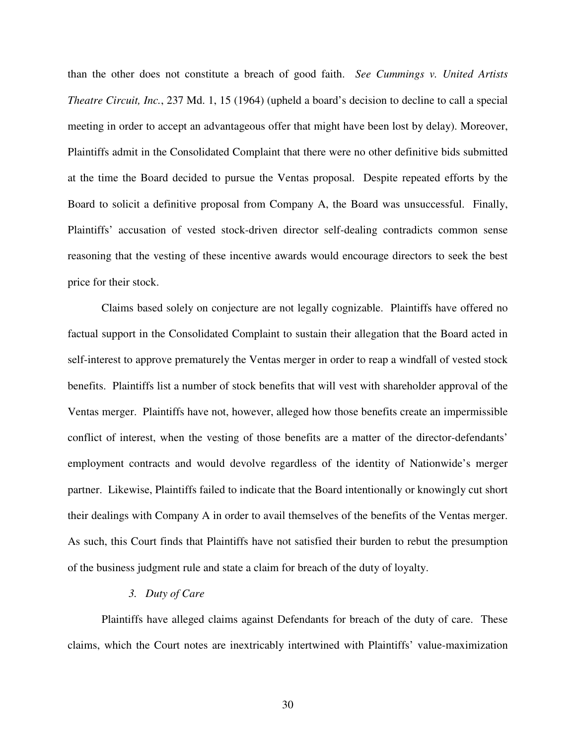than the other does not constitute a breach of good faith. *See Cummings v. United Artists Theatre Circuit, Inc.*, 237 Md. 1, 15 (1964) (upheld a board's decision to decline to call a special meeting in order to accept an advantageous offer that might have been lost by delay). Moreover, Plaintiffs admit in the Consolidated Complaint that there were no other definitive bids submitted at the time the Board decided to pursue the Ventas proposal. Despite repeated efforts by the Board to solicit a definitive proposal from Company A, the Board was unsuccessful. Finally, Plaintiffs' accusation of vested stock-driven director self-dealing contradicts common sense reasoning that the vesting of these incentive awards would encourage directors to seek the best price for their stock.

Claims based solely on conjecture are not legally cognizable. Plaintiffs have offered no factual support in the Consolidated Complaint to sustain their allegation that the Board acted in self-interest to approve prematurely the Ventas merger in order to reap a windfall of vested stock benefits. Plaintiffs list a number of stock benefits that will vest with shareholder approval of the Ventas merger. Plaintiffs have not, however, alleged how those benefits create an impermissible conflict of interest, when the vesting of those benefits are a matter of the director-defendants' employment contracts and would devolve regardless of the identity of Nationwide's merger partner. Likewise, Plaintiffs failed to indicate that the Board intentionally or knowingly cut short their dealings with Company A in order to avail themselves of the benefits of the Ventas merger. As such, this Court finds that Plaintiffs have not satisfied their burden to rebut the presumption of the business judgment rule and state a claim for breach of the duty of loyalty.

*3. Duty of Care*

Plaintiffs have alleged claims against Defendants for breach of the duty of care. These claims, which the Court notes are inextricably intertwined with Plaintiffs' value-maximization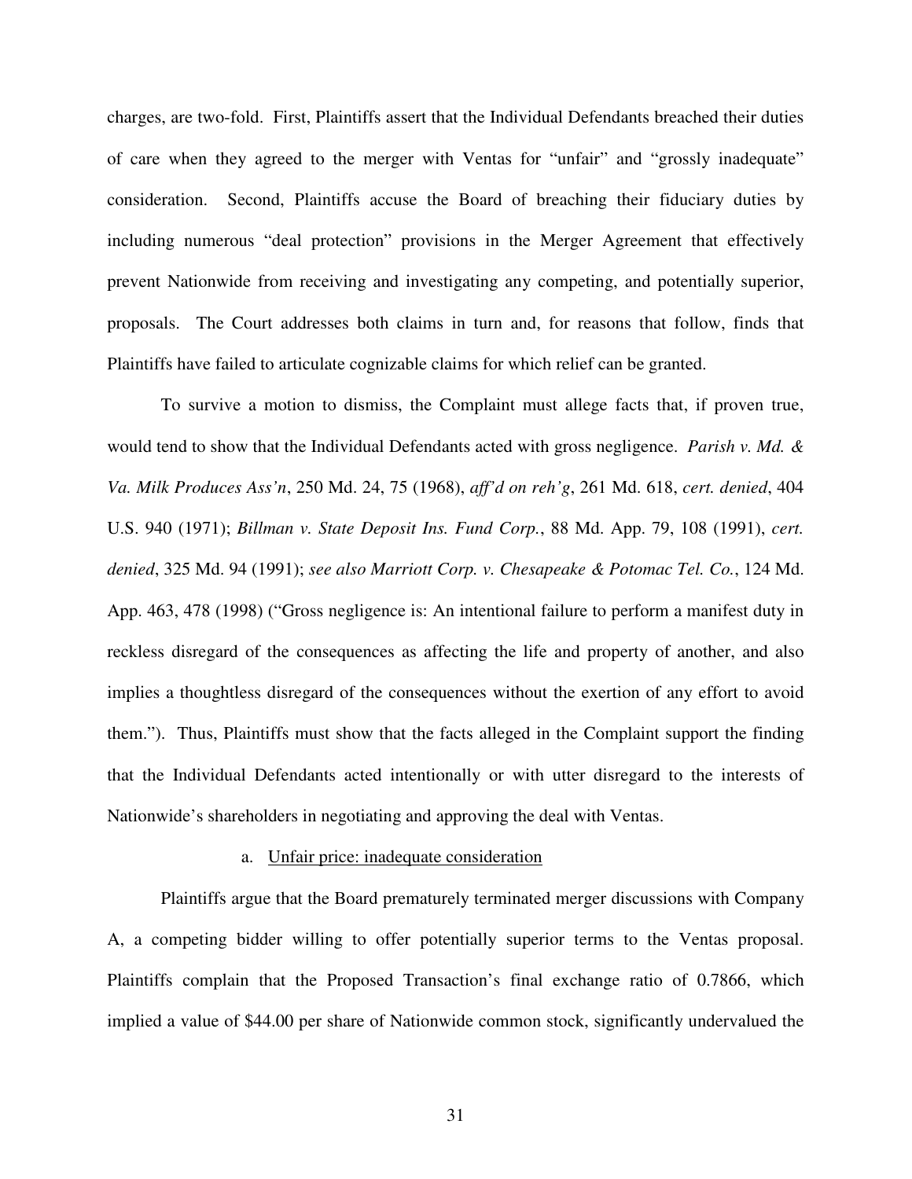charges, are two-fold. First, Plaintiffs assert that the Individual Defendants breached their duties of care when they agreed to the merger with Ventas for "unfair" and "grossly inadequate" consideration. Second, Plaintiffs accuse the Board of breaching their fiduciary duties by including numerous "deal protection" provisions in the Merger Agreement that effectively prevent Nationwide from receiving and investigating any competing, and potentially superior, proposals. The Court addresses both claims in turn and, for reasons that follow, finds that Plaintiffs have failed to articulate cognizable claims for which relief can be granted.

To survive a motion to dismiss, the Complaint must allege facts that, if proven true, would tend to show that the Individual Defendants acted with gross negligence. *Parish v. Md. & Va. Milk Produces Ass'n*, 250 Md. 24, 75 (1968), *aff'd on reh'g*, 261 Md. 618, *cert. denied*, 404 U.S. 940 (1971); *Billman v. State Deposit Ins. Fund Corp.*, 88 Md. App. 79, 108 (1991), *cert. denied*, 325 Md. 94 (1991); *see also Marriott Corp. v. Chesapeake & Potomac Tel. Co.*, 124 Md. App. 463, 478 (1998) ("Gross negligence is: An intentional failure to perform a manifest duty in reckless disregard of the consequences as affecting the life and property of another, and also implies a thoughtless disregard of the consequences without the exertion of any effort to avoid them."). Thus, Plaintiffs must show that the facts alleged in the Complaint support the finding that the Individual Defendants acted intentionally or with utter disregard to the interests of Nationwide's shareholders in negotiating and approving the deal with Ventas.

a. Unfair price: inadequate consideration

Plaintiffs argue that the Board prematurely terminated merger discussions with Company A, a competing bidder willing to offer potentially superior terms to the Ventas proposal. Plaintiffs complain that the Proposed Transaction's final exchange ratio of 0.7866, which implied a value of $44.00 per share of Nationwide common stock, significantly undervalued the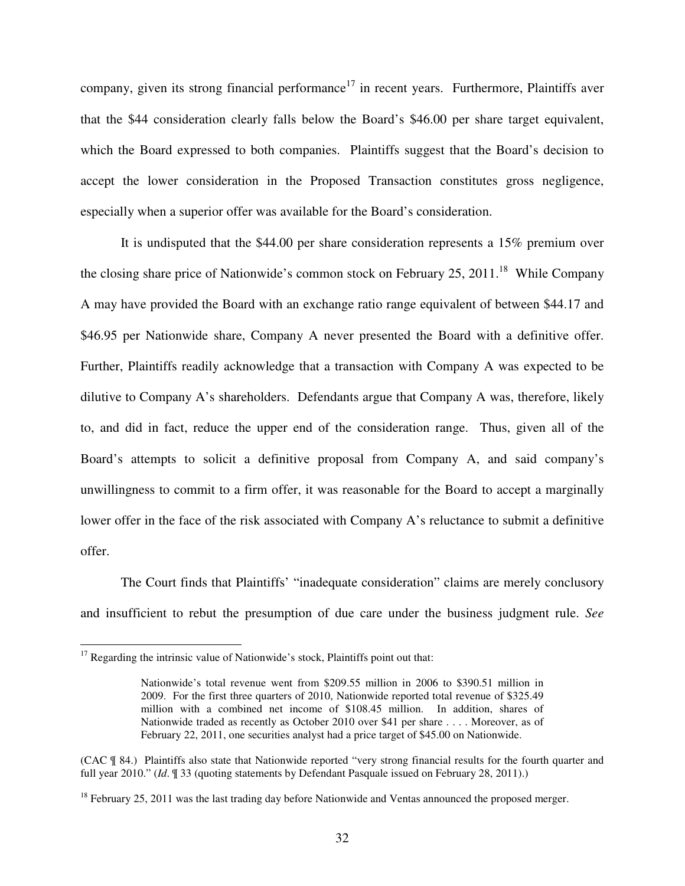company, given its strong financial performance[17] in recent years. Furthermore, Plaintiffs aver that the $44 consideration clearly falls below the Board's $46.00 per share target equivalent, which the Board expressed to both companies. Plaintiffs suggest that the Board's decision to accept the lower consideration in the Proposed Transaction constitutes gross negligence, especially when a superior offer was available for the Board's consideration.

It is undisputed that the $44.00 per share consideration represents a 15% premium over the closing share price of Nationwide's common stock on February 25, 2011.[18] While Company A may have provided the Board with an exchange ratio range equivalent of between $44.17 and $46.95 per Nationwide share, Company A never presented the Board with a definitive offer. Further, Plaintiffs readily acknowledge that a transaction with Company A was expected to be dilutive to Company A's shareholders. Defendants argue that Company A was, therefore, likely to, and did in fact, reduce the upper end of the consideration range. Thus, given all of the Board's attempts to solicit a definitive proposal from Company A, and said company's unwillingness to commit to a firm offer, it was reasonable for the Board to accept a marginally lower offer in the face of the risk associated with Company A's reluctance to submit a definitive offer.

The Court finds that Plaintiffs' "inadequate consideration" claims are merely conclusory and insufficient to rebut the presumption of due care under the business judgment rule. *See*

---

[17] Regarding the intrinsic value of Nationwide's stock, Plaintiffs point out that:

> Nationwide's total revenue went from $209.55 million in 2006 to $390.51 million in 2009. For the first three quarters of 2010, Nationwide reported total revenue of $325.49 million with a combined net income of $108.45 million. In addition, shares of Nationwide traded as recently as October 2010 over $41 per share . . . . Moreover, as of February 22, 2011, one securities analyst had a price target of $45.00 on Nationwide.

(CAC ¶ 84.) Plaintiffs also state that Nationwide reported "very strong financial results for the fourth quarter and full year 2010." (*Id*. ¶ 33 (quoting statements by Defendant Pasquale issued on February 28, 2011).)

[18] February 25, 2011 was the last trading day before Nationwide and Ventas announced the proposed merger.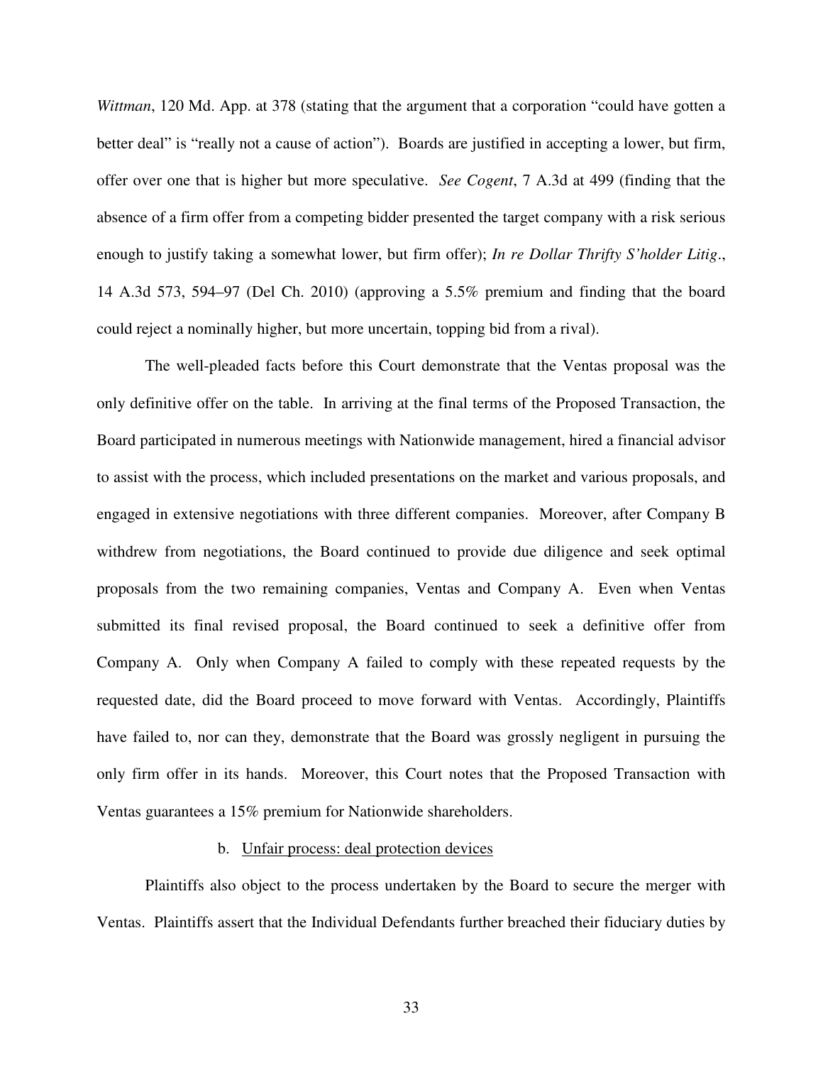*Wittman*, 120 Md. App. at 378 (stating that the argument that a corporation "could have gotten a better deal" is "really not a cause of action"). Boards are justified in accepting a lower, but firm, offer over one that is higher but more speculative. *See Cogent*, 7 A.3d at 499 (finding that the absence of a firm offer from a competing bidder presented the target company with a risk serious enough to justify taking a somewhat lower, but firm offer); *In re Dollar Thrifty S'holder Litig*., 14 A.3d 573, 594–97 (Del Ch. 2010) (approving a 5.5% premium and finding that the board could reject a nominally higher, but more uncertain, topping bid from a rival).

The well-pleaded facts before this Court demonstrate that the Ventas proposal was the only definitive offer on the table. In arriving at the final terms of the Proposed Transaction, the Board participated in numerous meetings with Nationwide management, hired a financial advisor to assist with the process, which included presentations on the market and various proposals, and engaged in extensive negotiations with three different companies. Moreover, after Company B withdrew from negotiations, the Board continued to provide due diligence and seek optimal proposals from the two remaining companies, Ventas and Company A. Even when Ventas submitted its final revised proposal, the Board continued to seek a definitive offer from Company A. Only when Company A failed to comply with these repeated requests by the requested date, did the Board proceed to move forward with Ventas. Accordingly, Plaintiffs have failed to, nor can they, demonstrate that the Board was grossly negligent in pursuing the only firm offer in its hands. Moreover, this Court notes that the Proposed Transaction with Ventas guarantees a 15% premium for Nationwide shareholders.

b. <u>Unfair process: deal protection devices</u>

Plaintiffs also object to the process undertaken by the Board to secure the merger with Ventas. Plaintiffs assert that the Individual Defendants further breached their fiduciary duties by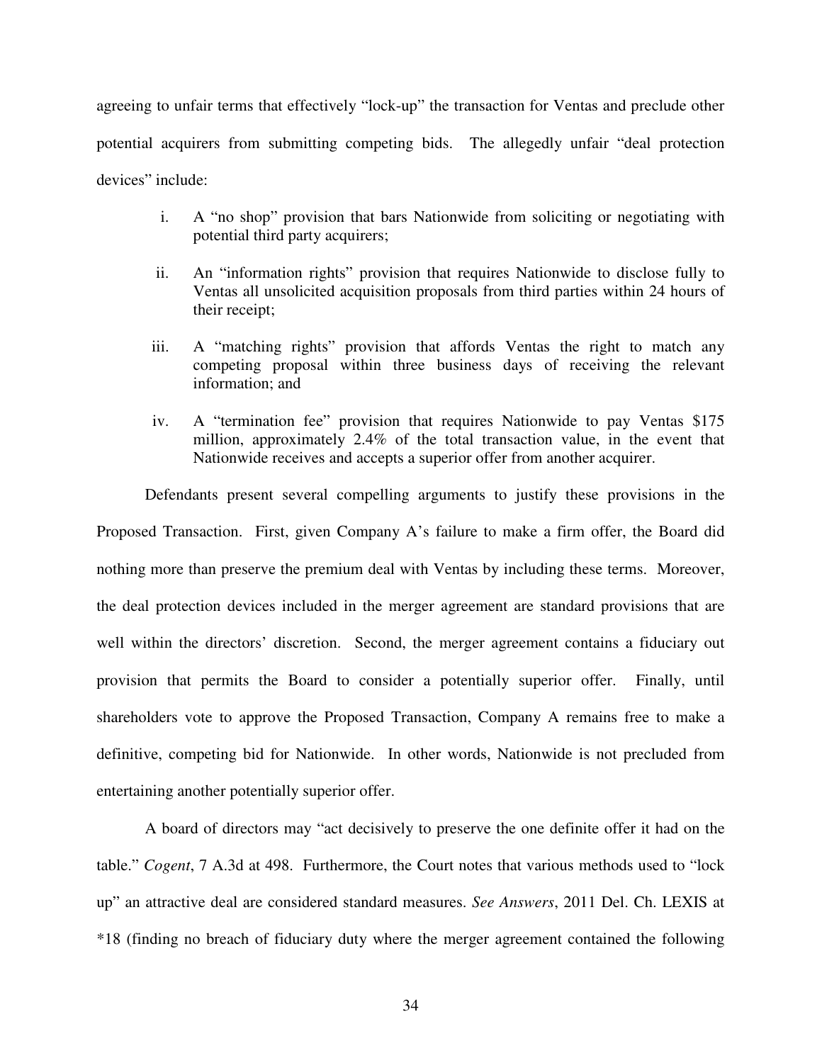agreeing to unfair terms that effectively "lock-up" the transaction for Ventas and preclude other potential acquirers from submitting competing bids. The allegedly unfair "deal protection devices" include:

i. A "no shop" provision that bars Nationwide from soliciting or negotiating with potential third party acquirers;

ii. An "information rights" provision that requires Nationwide to disclose fully to Ventas all unsolicited acquisition proposals from third parties within 24 hours of their receipt;

iii. A "matching rights" provision that affords Ventas the right to match any competing proposal within three business days of receiving the relevant information; and

iv. A "termination fee" provision that requires Nationwide to pay Ventas $175 million, approximately 2.4% of the total transaction value, in the event that Nationwide receives and accepts a superior offer from another acquirer.

Defendants present several compelling arguments to justify these provisions in the Proposed Transaction. First, given Company A's failure to make a firm offer, the Board did nothing more than preserve the premium deal with Ventas by including these terms. Moreover, the deal protection devices included in the merger agreement are standard provisions that are well within the directors' discretion. Second, the merger agreement contains a fiduciary out provision that permits the Board to consider a potentially superior offer. Finally, until shareholders vote to approve the Proposed Transaction, Company A remains free to make a definitive, competing bid for Nationwide. In other words, Nationwide is not precluded from entertaining another potentially superior offer.

A board of directors may "act decisively to preserve the one definite offer it had on the table." *Cogent*, 7 A.3d at 498. Furthermore, the Court notes that various methods used to "lock up" an attractive deal are considered standard measures. *See Answers*, 2011 Del. Ch. LEXIS at *18 (finding no breach of fiduciary duty where the merger agreement contained the following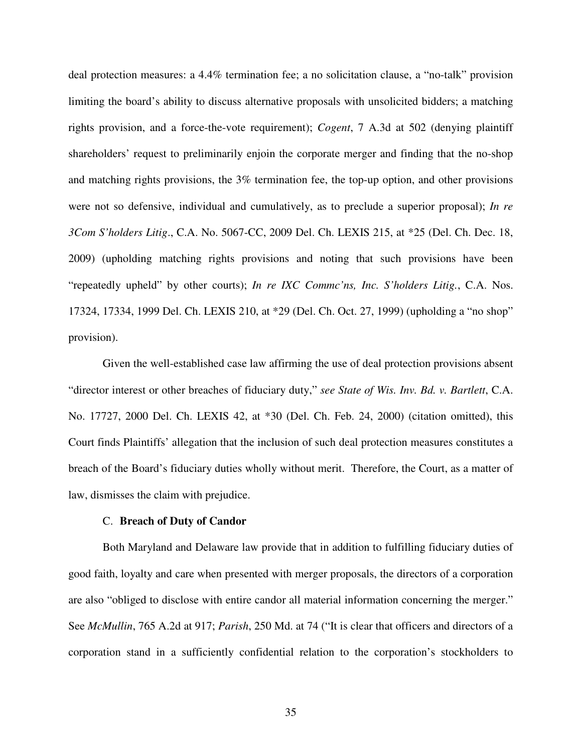deal protection measures: a 4.4% termination fee; a no solicitation clause, a "no-talk" provision limiting the board's ability to discuss alternative proposals with unsolicited bidders; a matching rights provision, and a force-the-vote requirement); *Cogent*, 7 A.3d at 502 (denying plaintiff shareholders' request to preliminarily enjoin the corporate merger and finding that the no-shop and matching rights provisions, the 3% termination fee, the top-up option, and other provisions were not so defensive, individual and cumulatively, as to preclude a superior proposal); *In re 3Com S'holders Litig*., C.A. No. 5067-CC, 2009 Del. Ch. LEXIS 215, at *25 (Del. Ch. Dec. 18, 2009) (upholding matching rights provisions and noting that such provisions have been "repeatedly upheld" by other courts); *In re IXC Commc'ns, Inc. S'holders Litig.*, C.A. Nos. 17324, 17334, 1999 Del. Ch. LEXIS 210, at *29 (Del. Ch. Oct. 27, 1999) (upholding a "no shop" provision).

Given the well-established case law affirming the use of deal protection provisions absent "director interest or other breaches of fiduciary duty," *see State of Wis. Inv. Bd. v. Bartlett*, C.A. No. 17727, 2000 Del. Ch. LEXIS 42, at *30 (Del. Ch. Feb. 24, 2000) (citation omitted), this Court finds Plaintiffs' allegation that the inclusion of such deal protection measures constitutes a breach of the Board's fiduciary duties wholly without merit. Therefore, the Court, as a matter of law, dismisses the claim with prejudice.

C. **Breach of Duty of Candor**

Both Maryland and Delaware law provide that in addition to fulfilling fiduciary duties of good faith, loyalty and care when presented with merger proposals, the directors of a corporation are also "obliged to disclose with entire candor all material information concerning the merger." See *McMullin*, 765 A.2d at 917; *Parish*, 250 Md. at 74 ("It is clear that officers and directors of a corporation stand in a sufficiently confidential relation to the corporation's stockholders to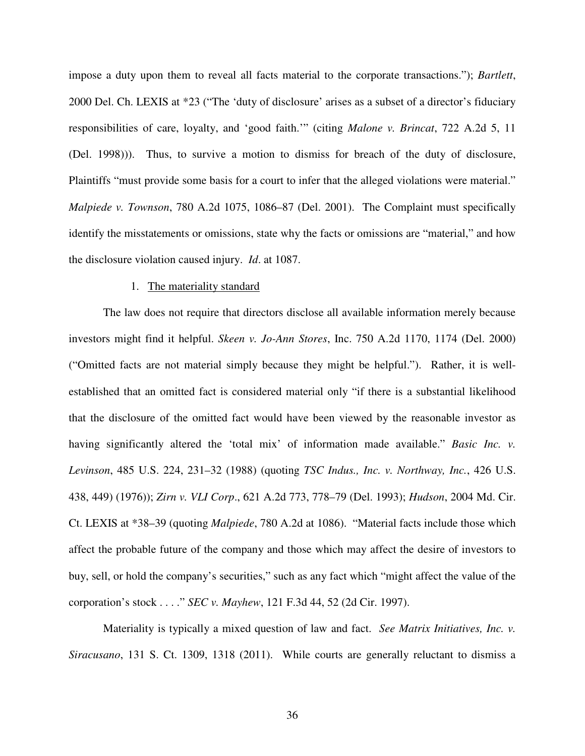impose a duty upon them to reveal all facts material to the corporate transactions."); *Bartlett*, 2000 Del. Ch. LEXIS at *23 ("The 'duty of disclosure' arises as a subset of a director's fiduciary responsibilities of care, loyalty, and 'good faith.'" (citing *Malone v. Brincat*, 722 A.2d 5, 11 (Del. 1998))). Thus, to survive a motion to dismiss for breach of the duty of disclosure, Plaintiffs "must provide some basis for a court to infer that the alleged violations were material." *Malpiede v. Townson*, 780 A.2d 1075, 1086–87 (Del. 2001). The Complaint must specifically identify the misstatements or omissions, state why the facts or omissions are "material," and how the disclosure violation caused injury. *Id*. at 1087.

1. <u>The materiality standard</u>

The law does not require that directors disclose all available information merely because investors might find it helpful. *Skeen v. Jo-Ann Stores*, Inc. 750 A.2d 1170, 1174 (Del. 2000) ("Omitted facts are not material simply because they might be helpful."). Rather, it is well-established that an omitted fact is considered material only "if there is a substantial likelihood that the disclosure of the omitted fact would have been viewed by the reasonable investor as having significantly altered the 'total mix' of information made available." *Basic Inc. v. Levinson*, 485 U.S. 224, 231–32 (1988) (quoting *TSC Indus., Inc. v. Northway, Inc.*, 426 U.S. 438, 449) (1976)); *Zirn v. VLI Corp*., 621 A.2d 773, 778–79 (Del. 1993); *Hudson*, 2004 Md. Cir. Ct. LEXIS at *38–39 (quoting *Malpiede*, 780 A.2d at 1086). "Material facts include those which affect the probable future of the company and those which may affect the desire of investors to buy, sell, or hold the company's securities," such as any fact which "might affect the value of the corporation's stock . . . ." *SEC v. Mayhew*, 121 F.3d 44, 52 (2d Cir. 1997).

Materiality is typically a mixed question of law and fact. *See Matrix Initiatives, Inc. v. Siracusano*, 131 S. Ct. 1309, 1318 (2011). While courts are generally reluctant to dismiss a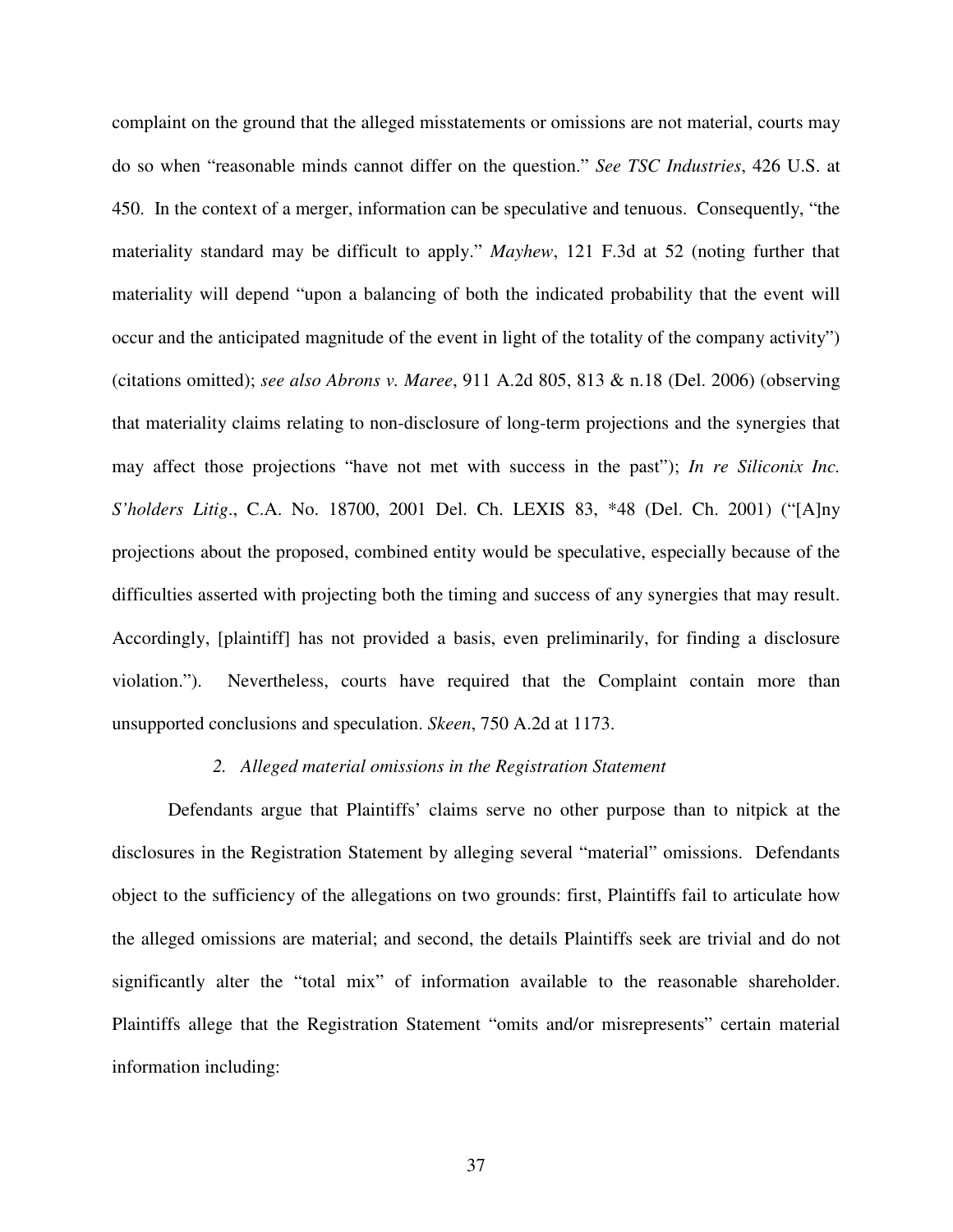complaint on the ground that the alleged misstatements or omissions are not material, courts may do so when "reasonable minds cannot differ on the question." *See TSC Industries*, 426 U.S. at 450. In the context of a merger, information can be speculative and tenuous. Consequently, "the materiality standard may be difficult to apply." *Mayhew*, 121 F.3d at 52 (noting further that materiality will depend "upon a balancing of both the indicated probability that the event will occur and the anticipated magnitude of the event in light of the totality of the company activity") (citations omitted); *see also Abrons v. Maree*, 911 A.2d 805, 813 & n.18 (Del. 2006) (observing that materiality claims relating to non-disclosure of long-term projections and the synergies that may affect those projections "have not met with success in the past"); *In re Siliconix Inc. S'holders Litig*., C.A. No. 18700, 2001 Del. Ch. LEXIS 83, *48 (Del. Ch. 2001) ("[A]ny projections about the proposed, combined entity would be speculative, especially because of the difficulties asserted with projecting both the timing and success of any synergies that may result. Accordingly, [plaintiff] has not provided a basis, even preliminarily, for finding a disclosure violation."). Nevertheless, courts have required that the Complaint contain more than unsupported conclusions and speculation. *Skeen*, 750 A.2d at 1173.

### *2. Alleged material omissions in the Registration Statement*

Defendants argue that Plaintiffs' claims serve no other purpose than to nitpick at the disclosures in the Registration Statement by alleging several "material" omissions. Defendants object to the sufficiency of the allegations on two grounds: first, Plaintiffs fail to articulate how the alleged omissions are material; and second, the details Plaintiffs seek are trivial and do not significantly alter the "total mix" of information available to the reasonable shareholder. Plaintiffs allege that the Registration Statement "omits and/or misrepresents" certain material information including: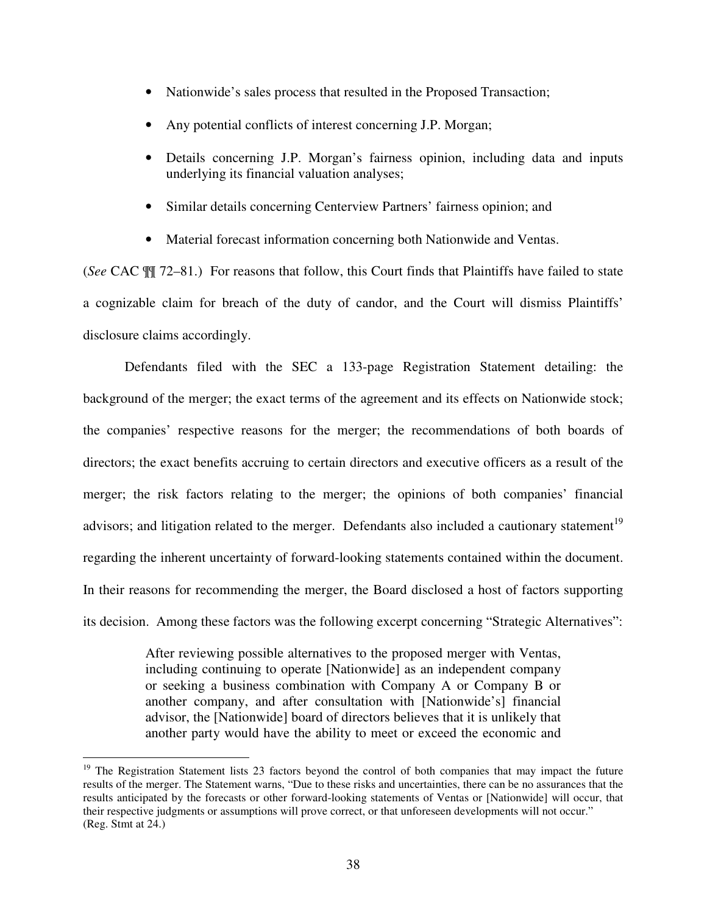- Nationwide's sales process that resulted in the Proposed Transaction;
- Any potential conflicts of interest concerning J.P. Morgan;
- Details concerning J.P. Morgan's fairness opinion, including data and inputs underlying its financial valuation analyses;
- Similar details concerning Centerview Partners' fairness opinion; and
- Material forecast information concerning both Nationwide and Ventas.

(*See* CAC ¶¶ 72–81.) For reasons that follow, this Court finds that Plaintiffs have failed to state a cognizable claim for breach of the duty of candor, and the Court will dismiss Plaintiffs' disclosure claims accordingly.

Defendants filed with the SEC a 133-page Registration Statement detailing: the background of the merger; the exact terms of the agreement and its effects on Nationwide stock; the companies' respective reasons for the merger; the recommendations of both boards of directors; the exact benefits accruing to certain directors and executive officers as a result of the merger; the risk factors relating to the merger; the opinions of both companies' financial advisors; and litigation related to the merger. Defendants also included a cautionary statement[19] regarding the inherent uncertainty of forward-looking statements contained within the document. In their reasons for recommending the merger, the Board disclosed a host of factors supporting its decision. Among these factors was the following excerpt concerning "Strategic Alternatives":

> After reviewing possible alternatives to the proposed merger with Ventas, including continuing to operate [Nationwide] as an independent company or seeking a business combination with Company A or Company B or another company, and after consultation with [Nationwide's] financial advisor, the [Nationwide] board of directors believes that it is unlikely that another party would have the ability to meet or exceed the economic and

[19] The Registration Statement lists 23 factors beyond the control of both companies that may impact the future results of the merger. The Statement warns, "Due to these risks and uncertainties, there can be no assurances that the results anticipated by the forecasts or other forward-looking statements of Ventas or [Nationwide] will occur, that their respective judgments or assumptions will prove correct, or that unforeseen developments will not occur." (Reg. Stmt at 24.)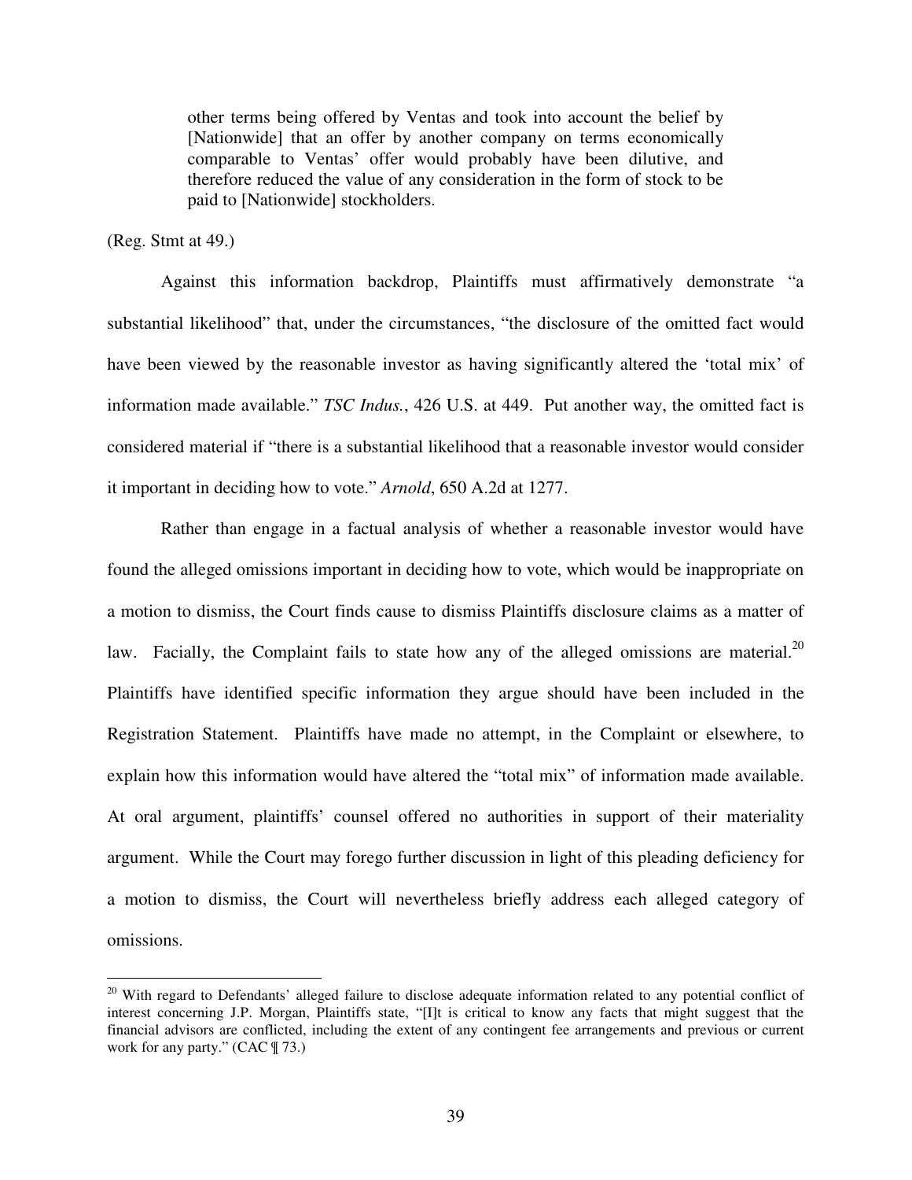> other terms being offered by Ventas and took into account the belief by [Nationwide] that an offer by another company on terms economically comparable to Ventas' offer would probably have been dilutive, and therefore reduced the value of any consideration in the form of stock to be paid to [Nationwide] stockholders.

(Reg. Stmt at 49.)

Against this information backdrop, Plaintiffs must affirmatively demonstrate "a substantial likelihood" that, under the circumstances, "the disclosure of the omitted fact would have been viewed by the reasonable investor as having significantly altered the 'total mix' of information made available." *TSC Indus.*, 426 U.S. at 449. Put another way, the omitted fact is considered material if "there is a substantial likelihood that a reasonable investor would consider it important in deciding how to vote." *Arnold*, 650 A.2d at 1277.

Rather than engage in a factual analysis of whether a reasonable investor would have found the alleged omissions important in deciding how to vote, which would be inappropriate on a motion to dismiss, the Court finds cause to dismiss Plaintiffs disclosure claims as a matter of law. Facially, the Complaint fails to state how any of the alleged omissions are material.[20] Plaintiffs have identified specific information they argue should have been included in the Registration Statement. Plaintiffs have made no attempt, in the Complaint or elsewhere, to explain how this information would have altered the "total mix" of information made available. At oral argument, plaintiffs' counsel offered no authorities in support of their materiality argument. While the Court may forego further discussion in light of this pleading deficiency for a motion to dismiss, the Court will nevertheless briefly address each alleged category of omissions.

---

[20] With regard to Defendants' alleged failure to disclose adequate information related to any potential conflict of interest concerning J.P. Morgan, Plaintiffs state, "[I]t is critical to know any facts that might suggest that the financial advisors are conflicted, including the extent of any contingent fee arrangements and previous or current work for any party." (CAC ¶ 73.)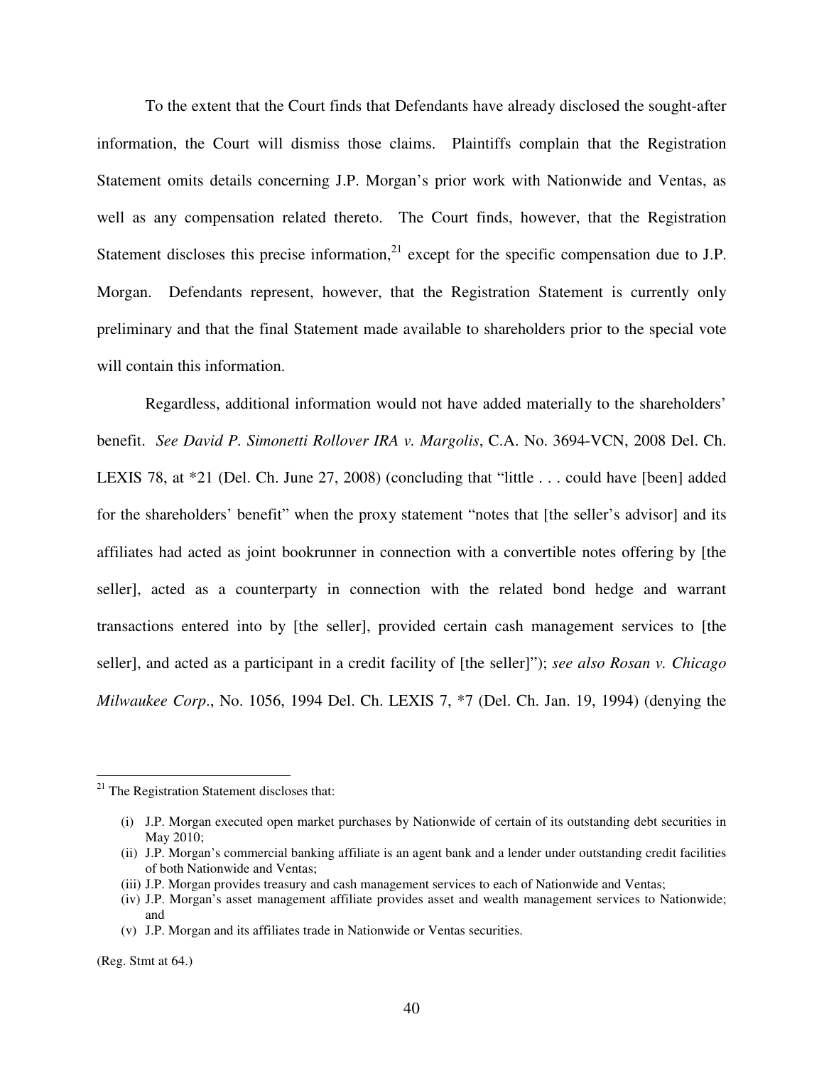To the extent that the Court finds that Defendants have already disclosed the sought-after information, the Court will dismiss those claims. Plaintiffs complain that the Registration Statement omits details concerning J.P. Morgan's prior work with Nationwide and Ventas, as well as any compensation related thereto. The Court finds, however, that the Registration Statement discloses this precise information,[21] except for the specific compensation due to J.P. Morgan. Defendants represent, however, that the Registration Statement is currently only preliminary and that the final Statement made available to shareholders prior to the special vote will contain this information.

Regardless, additional information would not have added materially to the shareholders' benefit. *See David P. Simonetti Rollover IRA v. Margolis*, C.A. No. 3694-VCN, 2008 Del. Ch. LEXIS 78, at *21 (Del. Ch. June 27, 2008) (concluding that "little . . . could have [been] added for the shareholders' benefit" when the proxy statement "notes that [the seller's advisor] and its affiliates had acted as joint bookrunner in connection with a convertible notes offering by [the seller], acted as a counterparty in connection with the related bond hedge and warrant transactions entered into by [the seller], provided certain cash management services to [the seller], and acted as a participant in a credit facility of [the seller]"); *see also Rosan v. Chicago Milwaukee Corp*., No. 1056, 1994 Del. Ch. LEXIS 7, *7 (Del. Ch. Jan. 19, 1994) (denying the

---

[21] The Registration Statement discloses that:

(i) J.P. Morgan executed open market purchases by Nationwide of certain of its outstanding debt securities in May 2010;
(ii) J.P. Morgan's commercial banking affiliate is an agent bank and a lender under outstanding credit facilities of both Nationwide and Ventas;
(iii) J.P. Morgan provides treasury and cash management services to each of Nationwide and Ventas;
(iv) J.P. Morgan's asset management affiliate provides asset and wealth management services to Nationwide; and
(v) J.P. Morgan and its affiliates trade in Nationwide or Ventas securities.

(Reg. Stmt at 64.)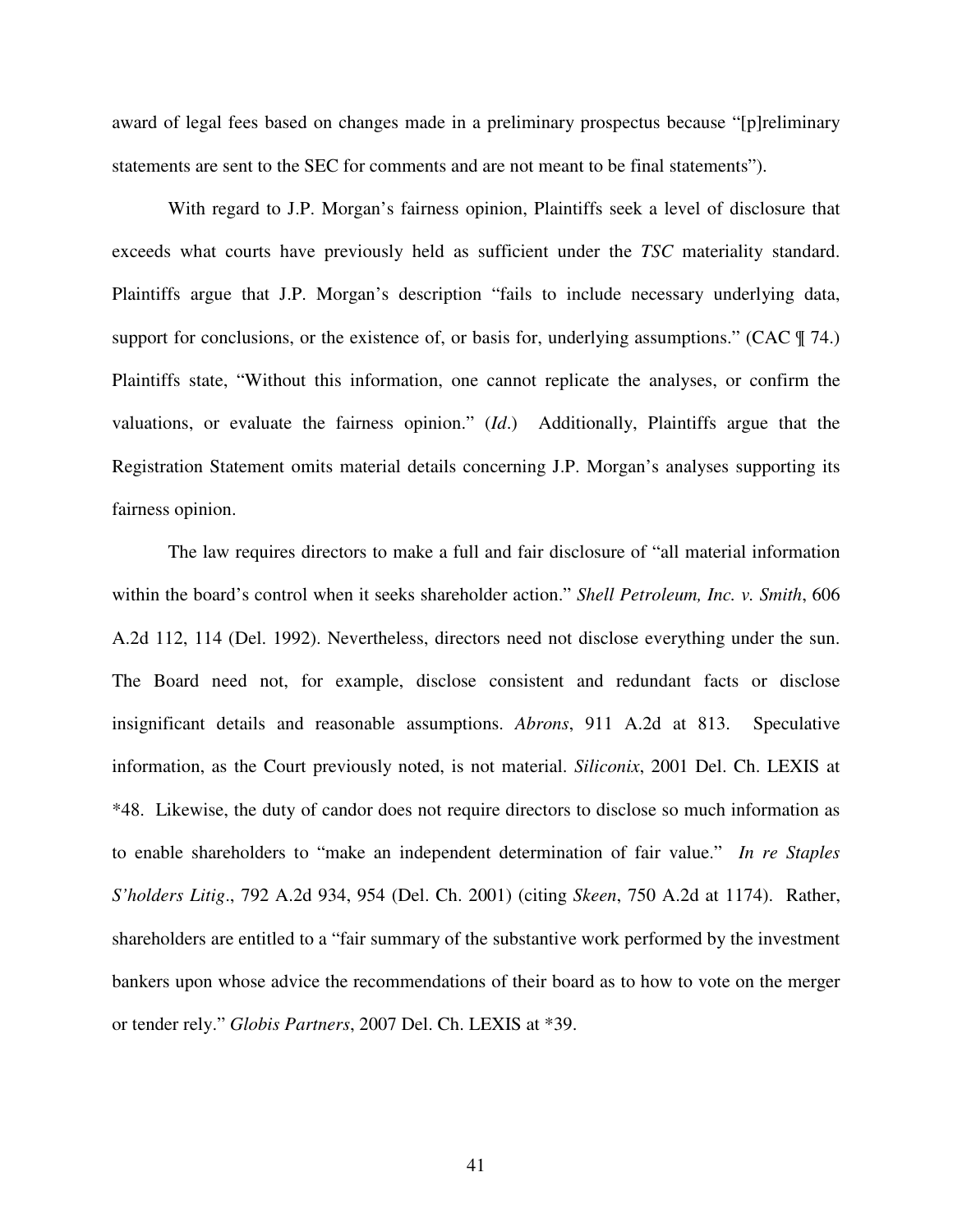award of legal fees based on changes made in a preliminary prospectus because "[p]reliminary statements are sent to the SEC for comments and are not meant to be final statements").

With regard to J.P. Morgan's fairness opinion, Plaintiffs seek a level of disclosure that exceeds what courts have previously held as sufficient under the *TSC* materiality standard. Plaintiffs argue that J.P. Morgan's description "fails to include necessary underlying data, support for conclusions, or the existence of, or basis for, underlying assumptions." (CAC ¶ 74.) Plaintiffs state, "Without this information, one cannot replicate the analyses, or confirm the valuations, or evaluate the fairness opinion." (*Id.*) Additionally, Plaintiffs argue that the Registration Statement omits material details concerning J.P. Morgan's analyses supporting its fairness opinion.

The law requires directors to make a full and fair disclosure of "all material information within the board's control when it seeks shareholder action." *Shell Petroleum, Inc. v. Smith*, 606 A.2d 112, 114 (Del. 1992). Nevertheless, directors need not disclose everything under the sun. The Board need not, for example, disclose consistent and redundant facts or disclose insignificant details and reasonable assumptions. *Abrons*, 911 A.2d at 813. Speculative information, as the Court previously noted, is not material. *Siliconix*, 2001 Del. Ch. LEXIS at *48. Likewise, the duty of candor does not require directors to disclose so much information as to enable shareholders to "make an independent determination of fair value." *In re Staples S'holders Litig*., 792 A.2d 934, 954 (Del. Ch. 2001) (citing *Skeen*, 750 A.2d at 1174). Rather, shareholders are entitled to a "fair summary of the substantive work performed by the investment bankers upon whose advice the recommendations of their board as to how to vote on the merger or tender rely." *Globis Partners*, 2007 Del. Ch. LEXIS at *39.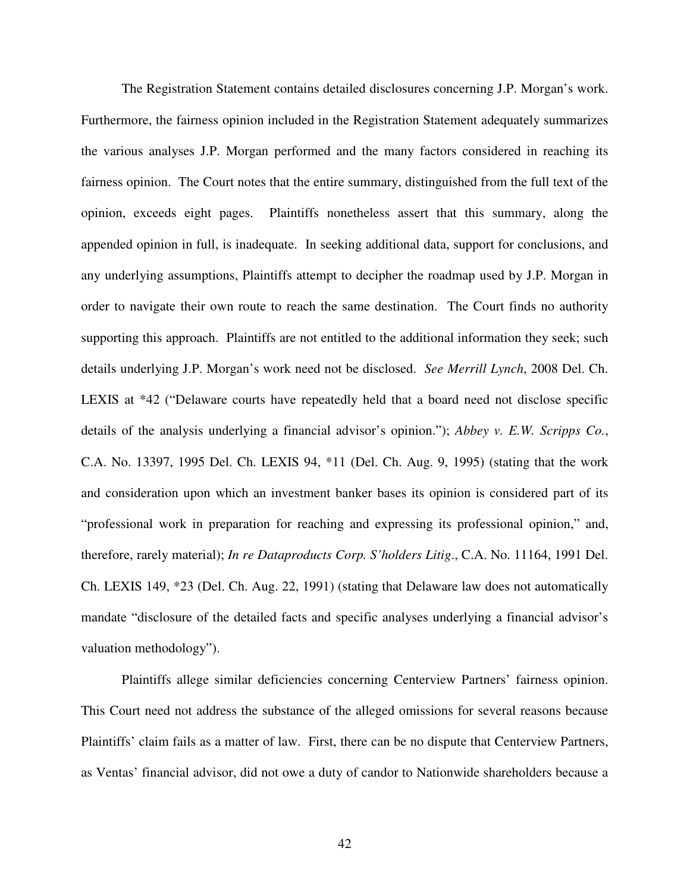The Registration Statement contains detailed disclosures concerning J.P. Morgan's work. Furthermore, the fairness opinion included in the Registration Statement adequately summarizes the various analyses J.P. Morgan performed and the many factors considered in reaching its fairness opinion. The Court notes that the entire summary, distinguished from the full text of the opinion, exceeds eight pages. Plaintiffs nonetheless assert that this summary, along the appended opinion in full, is inadequate. In seeking additional data, support for conclusions, and any underlying assumptions, Plaintiffs attempt to decipher the roadmap used by J.P. Morgan in order to navigate their own route to reach the same destination. The Court finds no authority supporting this approach. Plaintiffs are not entitled to the additional information they seek; such details underlying J.P. Morgan's work need not be disclosed. *See Merrill Lynch*, 2008 Del. Ch. LEXIS at *42 ("Delaware courts have repeatedly held that a board need not disclose specific details of the analysis underlying a financial advisor's opinion."); *Abbey v. E.W. Scripps Co.*, C.A. No. 13397, 1995 Del. Ch. LEXIS 94, *11 (Del. Ch. Aug. 9, 1995) (stating that the work and consideration upon which an investment banker bases its opinion is considered part of its "professional work in preparation for reaching and expressing its professional opinion," and, therefore, rarely material); *In re Dataproducts Corp. S'holders Litig*., C.A. No. 11164, 1991 Del. Ch. LEXIS 149, *23 (Del. Ch. Aug. 22, 1991) (stating that Delaware law does not automatically mandate "disclosure of the detailed facts and specific analyses underlying a financial advisor's valuation methodology").

Plaintiffs allege similar deficiencies concerning Centerview Partners' fairness opinion. This Court need not address the substance of the alleged omissions for several reasons because Plaintiffs' claim fails as a matter of law. First, there can be no dispute that Centerview Partners, as Ventas' financial advisor, did not owe a duty of candor to Nationwide shareholders because a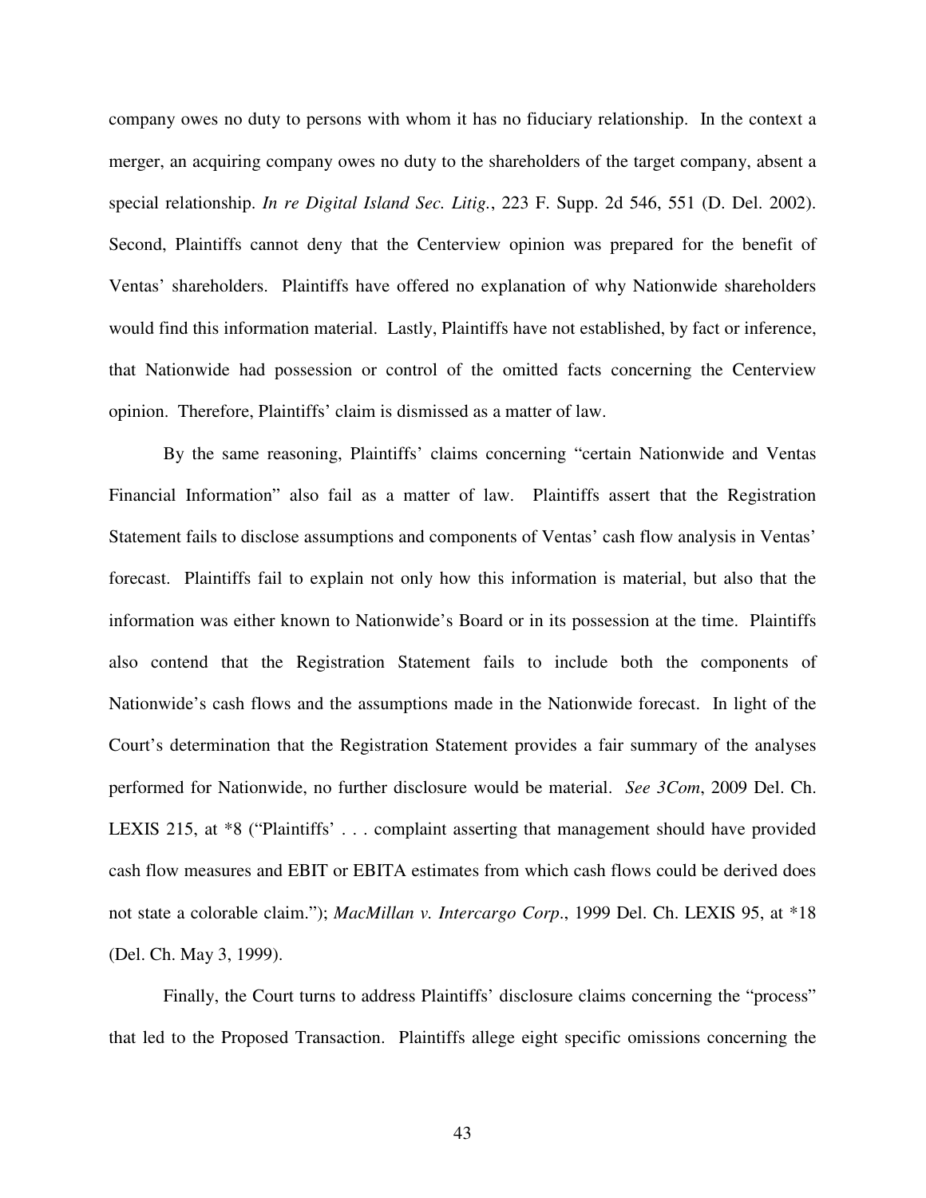company owes no duty to persons with whom it has no fiduciary relationship. In the context a merger, an acquiring company owes no duty to the shareholders of the target company, absent a special relationship. *In re Digital Island Sec. Litig.*, 223 F. Supp. 2d 546, 551 (D. Del. 2002). Second, Plaintiffs cannot deny that the Centerview opinion was prepared for the benefit of Ventas' shareholders. Plaintiffs have offered no explanation of why Nationwide shareholders would find this information material. Lastly, Plaintiffs have not established, by fact or inference, that Nationwide had possession or control of the omitted facts concerning the Centerview opinion. Therefore, Plaintiffs' claim is dismissed as a matter of law.

By the same reasoning, Plaintiffs' claims concerning "certain Nationwide and Ventas Financial Information" also fail as a matter of law. Plaintiffs assert that the Registration Statement fails to disclose assumptions and components of Ventas' cash flow analysis in Ventas' forecast. Plaintiffs fail to explain not only how this information is material, but also that the information was either known to Nationwide's Board or in its possession at the time. Plaintiffs also contend that the Registration Statement fails to include both the components of Nationwide's cash flows and the assumptions made in the Nationwide forecast. In light of the Court's determination that the Registration Statement provides a fair summary of the analyses performed for Nationwide, no further disclosure would be material. *See 3Com*, 2009 Del. Ch. LEXIS 215, at *8 ("Plaintiffs' . . . complaint asserting that management should have provided cash flow measures and EBIT or EBITA estimates from which cash flows could be derived does not state a colorable claim."); *MacMillan v. Intercargo Corp.*, 1999 Del. Ch. LEXIS 95, at *18 (Del. Ch. May 3, 1999).

Finally, the Court turns to address Plaintiffs' disclosure claims concerning the "process" that led to the Proposed Transaction. Plaintiffs allege eight specific omissions concerning the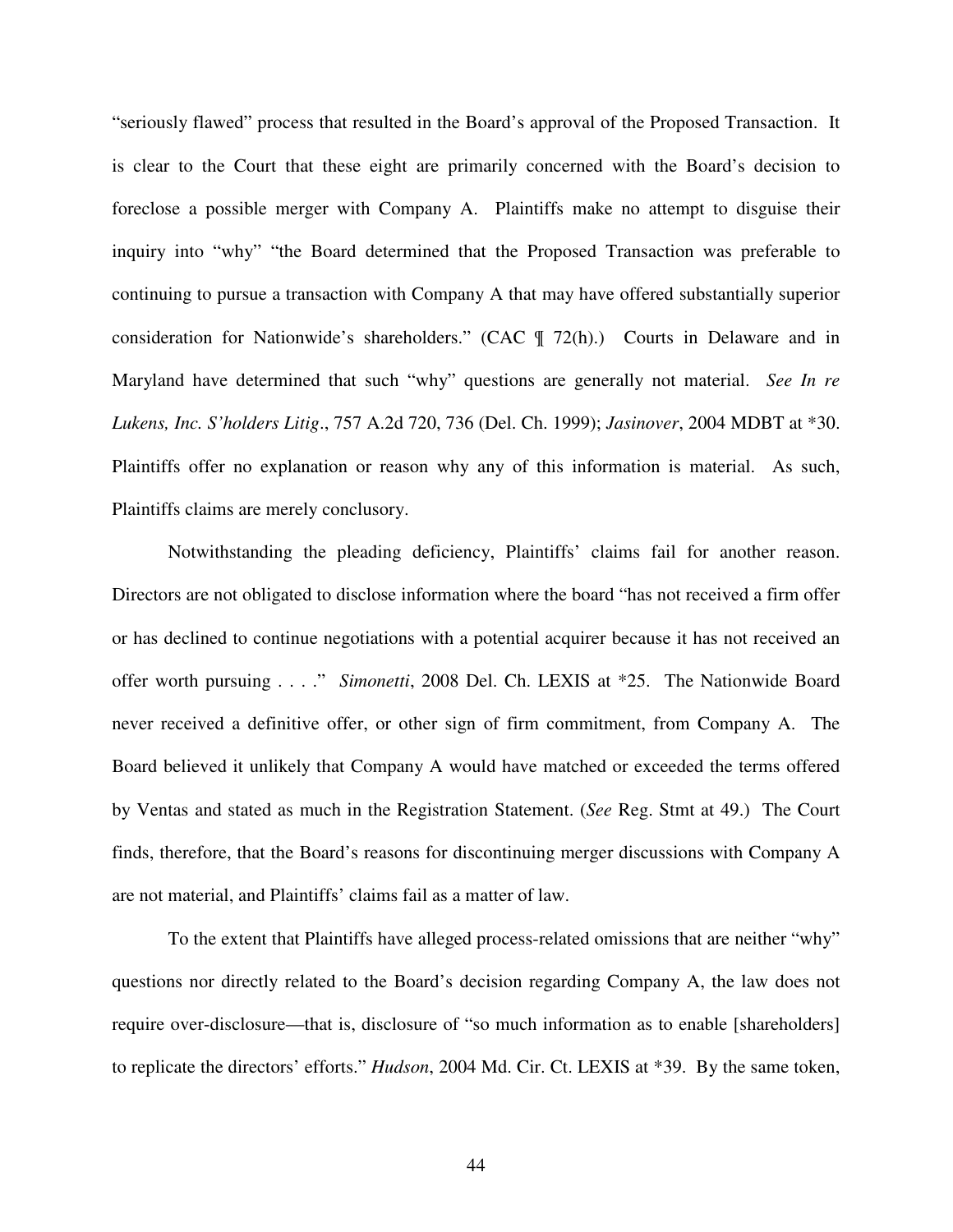"seriously flawed" process that resulted in the Board's approval of the Proposed Transaction. It is clear to the Court that these eight are primarily concerned with the Board's decision to foreclose a possible merger with Company A. Plaintiffs make no attempt to disguise their inquiry into "why" "the Board determined that the Proposed Transaction was preferable to continuing to pursue a transaction with Company A that may have offered substantially superior consideration for Nationwide's shareholders." (CAC ¶ 72(h).) Courts in Delaware and in Maryland have determined that such "why" questions are generally not material. *See In re Lukens, Inc. S'holders Litig*., 757 A.2d 720, 736 (Del. Ch. 1999); *Jasinover*, 2004 MDBT at *30. Plaintiffs offer no explanation or reason why any of this information is material. As such, Plaintiffs claims are merely conclusory.

Notwithstanding the pleading deficiency, Plaintiffs' claims fail for another reason. Directors are not obligated to disclose information where the board "has not received a firm offer or has declined to continue negotiations with a potential acquirer because it has not received an offer worth pursuing . . . ." *Simonetti*, 2008 Del. Ch. LEXIS at *25. The Nationwide Board never received a definitive offer, or other sign of firm commitment, from Company A. The Board believed it unlikely that Company A would have matched or exceeded the terms offered by Ventas and stated as much in the Registration Statement. (*See* Reg. Stmt at 49.) The Court finds, therefore, that the Board's reasons for discontinuing merger discussions with Company A are not material, and Plaintiffs' claims fail as a matter of law.

To the extent that Plaintiffs have alleged process-related omissions that are neither "why" questions nor directly related to the Board's decision regarding Company A, the law does not require over-disclosure—that is, disclosure of "so much information as to enable [shareholders] to replicate the directors' efforts." *Hudson*, 2004 Md. Cir. Ct. LEXIS at *39. By the same token,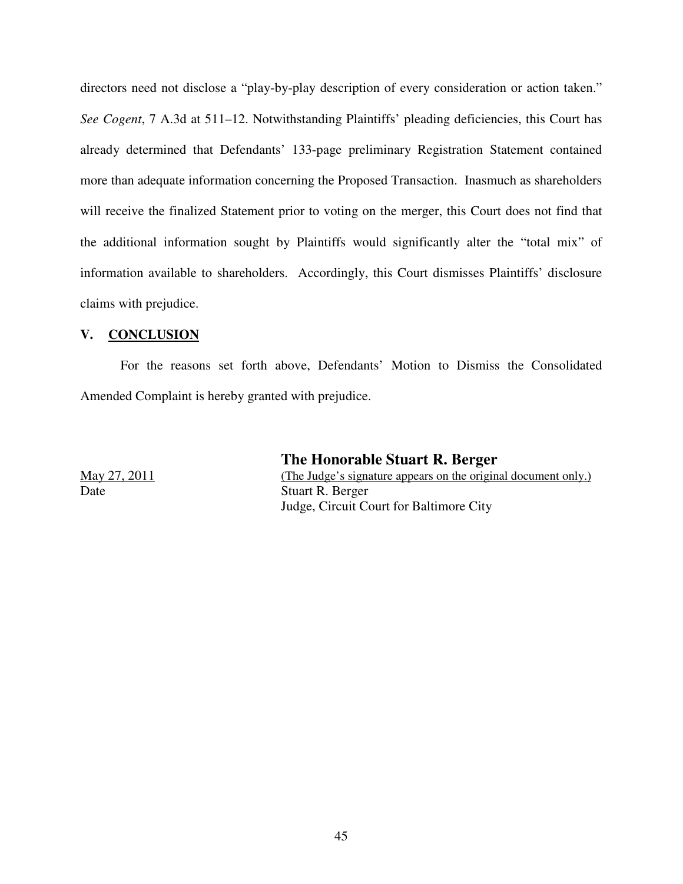directors need not disclose a "play-by-play description of every consideration or action taken." *See Cogent*, 7 A.3d at 511–12. Notwithstanding Plaintiffs' pleading deficiencies, this Court has already determined that Defendants' 133-page preliminary Registration Statement contained more than adequate information concerning the Proposed Transaction. Inasmuch as shareholders will receive the finalized Statement prior to voting on the merger, this Court does not find that the additional information sought by Plaintiffs would significantly alter the "total mix" of information available to shareholders. Accordingly, this Court dismisses Plaintiffs' disclosure claims with prejudice.

## V. CONCLUSION

For the reasons set forth above, Defendants' Motion to Dismiss the Consolidated Amended Complaint is hereby granted with prejudice.

**The Honorable Stuart R. Berger**

May 27, 2011
Date

(The Judge's signature appears on the original document only.)
Stuart R. Berger
Judge, Circuit Court for Baltimore City